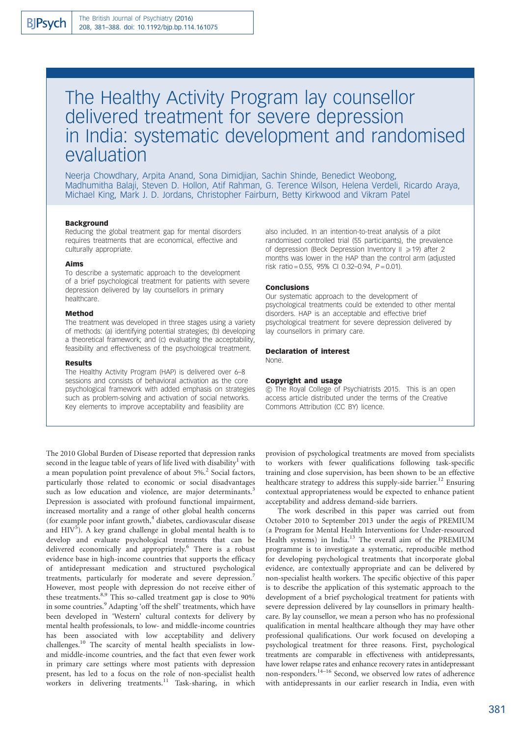# The Healthy Activity Program lay counsellor delivered treatment for severe depression in India: systematic development and randomised evaluation

Neerja Chowdhary, Arpita Anand, Sona Dimidjian, Sachin Shinde, Benedict Weobong, Madhumitha Balaji, Steven D. Hollon, Atif Rahman, G. Terence Wilson, Helena Verdeli, Ricardo Araya, Michael King, Mark J. D. Jordans, Christopher Fairburn, Betty Kirkwood and Vikram Patel

### Background

Reducing the global treatment gap for mental disorders requires treatments that are economical, effective and culturally appropriate.

### Aims

To describe a systematic approach to the development of a brief psychological treatment for patients with severe depression delivered by lay counsellors in primary healthcare.

### Method

The treatment was developed in three stages using a variety of methods: (a) identifying potential strategies; (b) developing a theoretical framework; and (c) evaluating the acceptability, feasibility and effectiveness of the psychological treatment.

### Results

The Healthy Activity Program (HAP) is delivered over 6–8 sessions and consists of behavioral activation as the core psychological framework with added emphasis on strategies such as problem-solving and activation of social networks. Key elements to improve acceptability and feasibility are also included. In an intention-to-treat analysis of a pilot randomised controlled trial (55 participants), the prevalence of depression (Beck Depression Inventory II $\geqslant$19) after 2 months was lower in the HAP than the control arm (adjusted risk ratio = 0.55, 95% CI 0.32–0.94, $P = 0.01$).

### Conclusions

Our systematic approach to the development of psychological treatments could be extended to other mental disorders. HAP is an acceptable and effective brief psychological treatment for severe depression delivered by lay counsellors in primary care.

### Declaration of interest

None.

### Copyright and usage

© The Royal College of Psychiatrists 2015. This is an open access article distributed under the terms of the Creative Commons Attribution (CC BY) licence.

The 2010 Global Burden of Disease reported that depression ranks second in the league table of years of life lived with disability[1] with a mean population point prevalence of about 5%.[2] Social factors, particularly those related to economic or social disadvantages such as low education and violence, are major determinants.[3] Depression is associated with profound functional impairment, increased mortality and a range of other global health concerns (for example poor infant growth,[4] diabetes, cardiovascular disease and HIV[5]). A key grand challenge in global mental health is to develop and evaluate psychological treatments that can be delivered economically and appropriately.[6] There is a robust evidence base in high-income countries that supports the efficacy of antidepressant medication and structured psychological treatments, particularly for moderate and severe depression.[7] However, most people with depression do not receive either of these treatments.[8,9] This so-called treatment gap is close to 90% in some countries.[9] Adapting 'off the shelf' treatments, which have been developed in 'Western' cultural contexts for delivery by mental health professionals, to low- and middle-income countries has been associated with low acceptability and delivery challenges.[10] The scarcity of mental health specialists in low- and middle-income countries, and the fact that even fewer work in primary care settings where most patients with depression present, has led to a focus on the role of non-specialist health workers in delivering treatments.[11] Task-sharing, in which provision of psychological treatments are moved from specialists to workers with fewer qualifications following task-specific training and close supervision, has been shown to be an effective healthcare strategy to address this supply-side barrier.[12] Ensuring contextual appropriateness would be expected to enhance patient acceptability and address demand-side barriers.

The work described in this paper was carried out from October 2010 to September 2013 under the aegis of PREMIUM (a Program for Mental Health Interventions for Under-resourced Health systems) in India.[13] The overall aim of the PREMIUM programme is to investigate a systematic, reproducible method for developing psychological treatments that incorporate global evidence, are contextually appropriate and can be delivered by non-specialist health workers. The specific objective of this paper is to describe the application of this systematic approach to the development of a brief psychological treatment for patients with severe depression delivered by lay counsellors in primary healthcare. By lay counsellor, we mean a person who has no professional qualification in mental healthcare although they may have other professional qualifications. Our work focused on developing a psychological treatment for three reasons. First, psychological treatments are comparable in effectiveness with antidepressants, have lower relapse rates and enhance recovery rates in antidepressant non-responders.[14–16] Second, we observed low rates of adherence with antidepressants in our earlier research in India, even with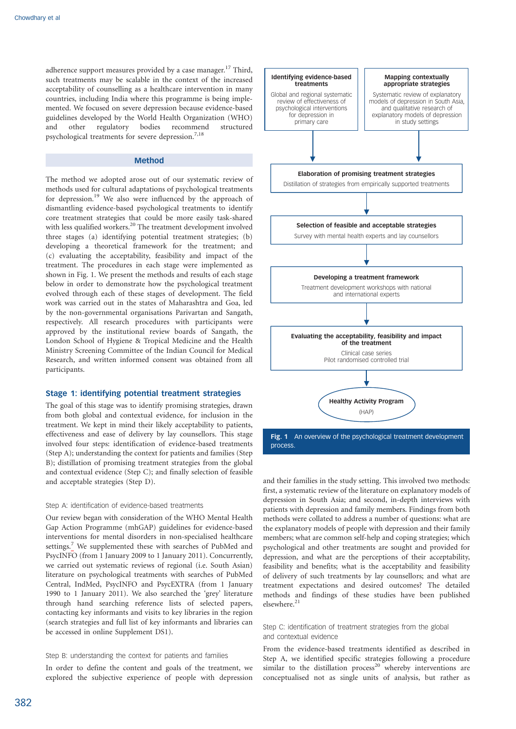adherence support measures provided by a case manager.[17] Third, such treatments may be scalable in the context of the increased acceptability of counselling as a healthcare intervention in many countries, including India where this programme is being implemented. We focused on severe depression because evidence-based guidelines developed by the World Health Organization (WHO) and other regulatory bodies recommend structured psychological treatments for severe depression.[7,18]

## Method

The method we adopted arose out of our systematic review of methods used for cultural adaptations of psychological treatments for depression.[19] We also were influenced by the approach of dismantling evidence-based psychological treatments to identify core treatment strategies that could be more easily task-shared with less qualified workers.[20] The treatment development involved three stages (a) identifying potential treatment strategies; (b) developing a theoretical framework for the treatment; and (c) evaluating the acceptability, feasibility and impact of the treatment. The procedures in each stage were implemented as shown in Fig. 1. We present the methods and results of each stage below in order to demonstrate how the psychological treatment evolved through each of these stages of development. The field work was carried out in the states of Maharashtra and Goa, led by the non-governmental organisations Parivartan and Sangath, respectively. All research procedures with participants were approved by the institutional review boards of Sangath, the London School of Hygiene & Tropical Medicine and the Health Ministry Screening Committee of the Indian Council for Medical Research, and written informed consent was obtained from all participants.

**Identifying evidence-based treatments**
Global and regional systematic review of effectiveness of psychological interventions for depression in primary care

**Mapping contextually appropriate strategies**
Systematic review of explanatory models of depression in South Asia, and qualitative research of explanatory models of depression in study settings

**Elaboration of promising treatment strategies**
Distillation of strategies from empirically supported treatments

**Selection of feasible and acceptable strategies**
Survey with mental health experts and lay counsellors

**Developing a treatment framework**
Treatment development workshops with national and international experts

**Evaluating the acceptability, feasibility and impact of the treatment**
Clinical case series
Pilot randomised controlled trial

**Healthy Activity Program**
(HAP)

**Fig. 1** An overview of the psychological treatment development process.

### Stage 1: identifying potential treatment strategies

The goal of this stage was to identify promising strategies, drawn from both global and contextual evidence, for inclusion in the treatment. We kept in mind their likely acceptability to patients, effectiveness and ease of delivery by lay counsellors. This stage involved four steps: identification of evidence-based treatments (Step A); understanding the context for patients and families (Step B); distillation of promising treatment strategies from the global and contextual evidence (Step C); and finally selection of feasible and acceptable strategies (Step D).

#### Step A: identification of evidence-based treatments

Our review began with consideration of the WHO Mental Health Gap Action Programme (mhGAP) guidelines for evidence-based interventions for mental disorders in non-specialised healthcare settings.[7] We supplemented these with searches of PubMed and PsycINFO (from 1 January 2009 to 1 January 2011). Concurrently, we carried out systematic reviews of regional (i.e. South Asian) literature on psychological treatments with searches of PubMed Central, IndMed, PsycINFO and PsycEXTRA (from 1 January 1990 to 1 January 2011). We also searched the 'grey' literature through hand searching reference lists of selected papers, contacting key informants and visits to key libraries in the region (search strategies and full list of key informants and libraries can be accessed in online Supplement DS1).

#### Step B: understanding the context for patients and families

In order to define the content and goals of the treatment, we explored the subjective experience of people with depression and their families in the study setting. This involved two methods: first, a systematic review of the literature on explanatory models of depression in South Asia; and second, in-depth interviews with patients with depression and family members. Findings from both methods were collated to address a number of questions: what are the explanatory models of people with depression and their family members; what are common self-help and coping strategies; which psychological and other treatments are sought and provided for depression, and what are the perceptions of their acceptability, feasibility and benefits; what is the acceptability and feasibility of delivery of such treatments by lay counsellors; and what are treatment expectations and desired outcomes? The detailed methods and findings of these studies have been published elsewhere.[21]

#### Step C: identification of treatment strategies from the global and contextual evidence

From the evidence-based treatments identified as described in Step A, we identified specific strategies following a procedure similar to the distillation process[20] whereby interventions are conceptualised not as single units of analysis, but rather as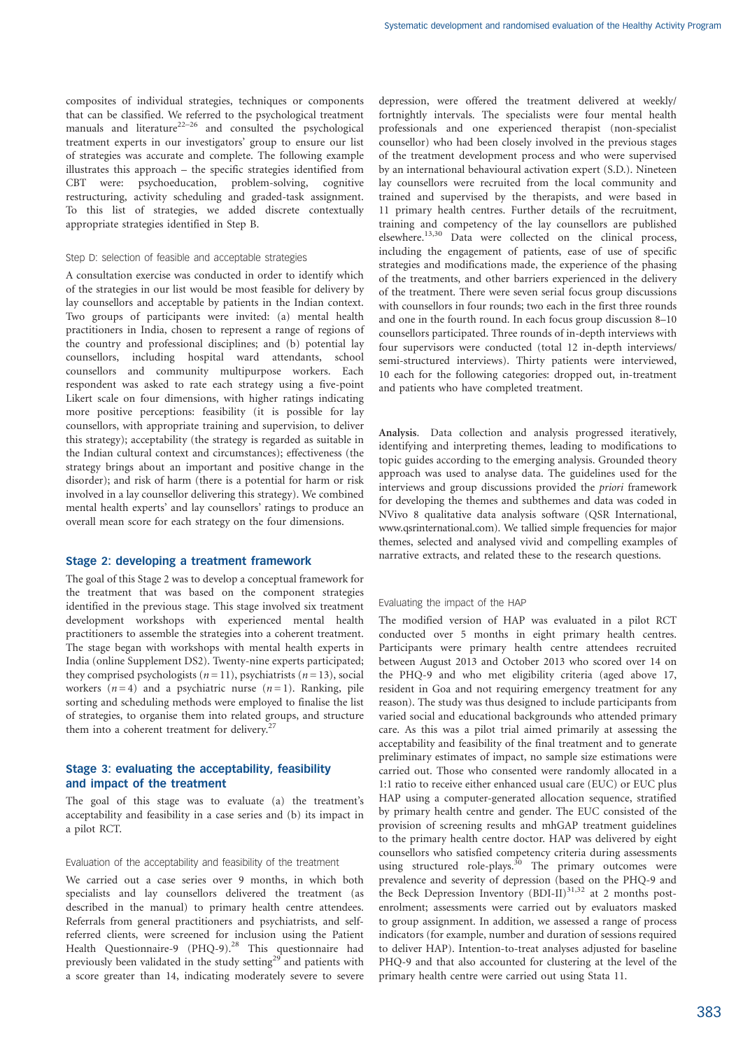composites of individual strategies, techniques or components that can be classified. We referred to the psychological treatment manuals and literature[22–26] and consulted the psychological treatment experts in our investigators' group to ensure our list of strategies was accurate and complete. The following example illustrates this approach – the specific strategies identified from CBT were: psychoeducation, problem-solving, cognitive restructuring, activity scheduling and graded-task assignment. To this list of strategies, we added discrete contextually appropriate strategies identified in Step B.

#### Step D: selection of feasible and acceptable strategies

A consultation exercise was conducted in order to identify which of the strategies in our list would be most feasible for delivery by lay counsellors and acceptable by patients in the Indian context. Two groups of participants were invited: (a) mental health practitioners in India, chosen to represent a range of regions of the country and professional disciplines; and (b) potential lay counsellors, including hospital ward attendants, school counsellors and community multipurpose workers. Each respondent was asked to rate each strategy using a five-point Likert scale on four dimensions, with higher ratings indicating more positive perceptions: feasibility (it is possible for lay counsellors, with appropriate training and supervision, to deliver this strategy); acceptability (the strategy is regarded as suitable in the Indian cultural context and circumstances); effectiveness (the strategy brings about an important and positive change in the disorder); and risk of harm (there is a potential for harm or risk involved in a lay counsellor delivering this strategy). We combined mental health experts' and lay counsellors' ratings to produce an overall mean score for each strategy on the four dimensions.

### Stage 2: developing a treatment framework

The goal of this Stage 2 was to develop a conceptual framework for the treatment that was based on the component strategies identified in the previous stage. This stage involved six treatment development workshops with experienced mental health practitioners to assemble the strategies into a coherent treatment. The stage began with workshops with mental health experts in India (online Supplement DS2). Twenty-nine experts participated; they comprised psychologists ($n=11$), psychiatrists ($n=13$), social workers ($n=4$) and a psychiatric nurse ($n=1$). Ranking, pile sorting and scheduling methods were employed to finalise the list of strategies, to organise them into related groups, and structure them into a coherent treatment for delivery.[27]

### Stage 3: evaluating the acceptability, feasibility and impact of the treatment

The goal of this stage was to evaluate (a) the treatment's acceptability and feasibility in a case series and (b) its impact in a pilot RCT.

#### Evaluation of the acceptability and feasibility of the treatment

We carried out a case series over 9 months, in which both specialists and lay counsellors delivered the treatment (as described in the manual) to primary health centre attendees. Referrals from general practitioners and psychiatrists, and self-referred clients, were screened for inclusion using the Patient Health Questionnaire-9 (PHQ-9).[28] This questionnaire had previously been validated in the study setting[29] and patients with a score greater than 14, indicating moderately severe to severe depression, were offered the treatment delivered at weekly/fortnightly intervals. The specialists were four mental health professionals and one experienced therapist (non-specialist counsellor) who had been closely involved in the previous stages of the treatment development process and who were supervised by an international behavioural activation expert (S.D.). Nineteen lay counsellors were recruited from the local community and trained and supervised by the therapists, and were based in 11 primary health centres. Further details of the recruitment, training and competency of the lay counsellors are published elsewhere.[13,30] Data were collected on the clinical process, including the engagement of patients, ease of use of specific strategies and modifications made, the experience of the phasing of the treatments, and other barriers experienced in the delivery of the treatment. There were seven serial focus group discussions with counsellors in four rounds; two each in the first three rounds and one in the fourth round. In each focus group discussion 8–10 counsellors participated. Three rounds of in-depth interviews with four supervisors were conducted (total 12 in-depth interviews/semi-structured interviews). Thirty patients were interviewed, 10 each for the following categories: dropped out, in-treatment and patients who have completed treatment.

**Analysis.** Data collection and analysis progressed iteratively, identifying and interpreting themes, leading to modifications to topic guides according to the emerging analysis. Grounded theory approach was used to analyse data. The guidelines used for the interviews and group discussions provided the *priori* framework for developing the themes and subthemes and data was coded in NVivo 8 qualitative data analysis software (QSR International, www.qsrinternational.com). We tallied simple frequencies for major themes, selected and analysed vivid and compelling examples of narrative extracts, and related these to the research questions.

#### Evaluating the impact of the HAP

The modified version of HAP was evaluated in a pilot RCT conducted over 5 months in eight primary health centres. Participants were primary health centre attendees recruited between August 2013 and October 2013 who scored over 14 on the PHQ-9 and who met eligibility criteria (aged above 17, resident in Goa and not requiring emergency treatment for any reason). The study was thus designed to include participants from varied social and educational backgrounds who attended primary care. As this was a pilot trial aimed primarily at assessing the acceptability and feasibility of the final treatment and to generate preliminary estimates of impact, no sample size estimations were carried out. Those who consented were randomly allocated in a 1:1 ratio to receive either enhanced usual care (EUC) or EUC plus HAP using a computer-generated allocation sequence, stratified by primary health centre and gender. The EUC consisted of the provision of screening results and mhGAP treatment guidelines to the primary health centre doctor. HAP was delivered by eight counsellors who satisfied competency criteria during assessments using structured role-plays.[30] The primary outcomes were prevalence and severity of depression (based on the PHQ-9 and the Beck Depression Inventory (BDI-II)[31,32] at 2 months post-enrolment; assessments were carried out by evaluators masked to group assignment. In addition, we assessed a range of process indicators (for example, number and duration of sessions required to deliver HAP). Intention-to-treat analyses adjusted for baseline PHQ-9 and that also accounted for clustering at the level of the primary health centre were carried out using Stata 11.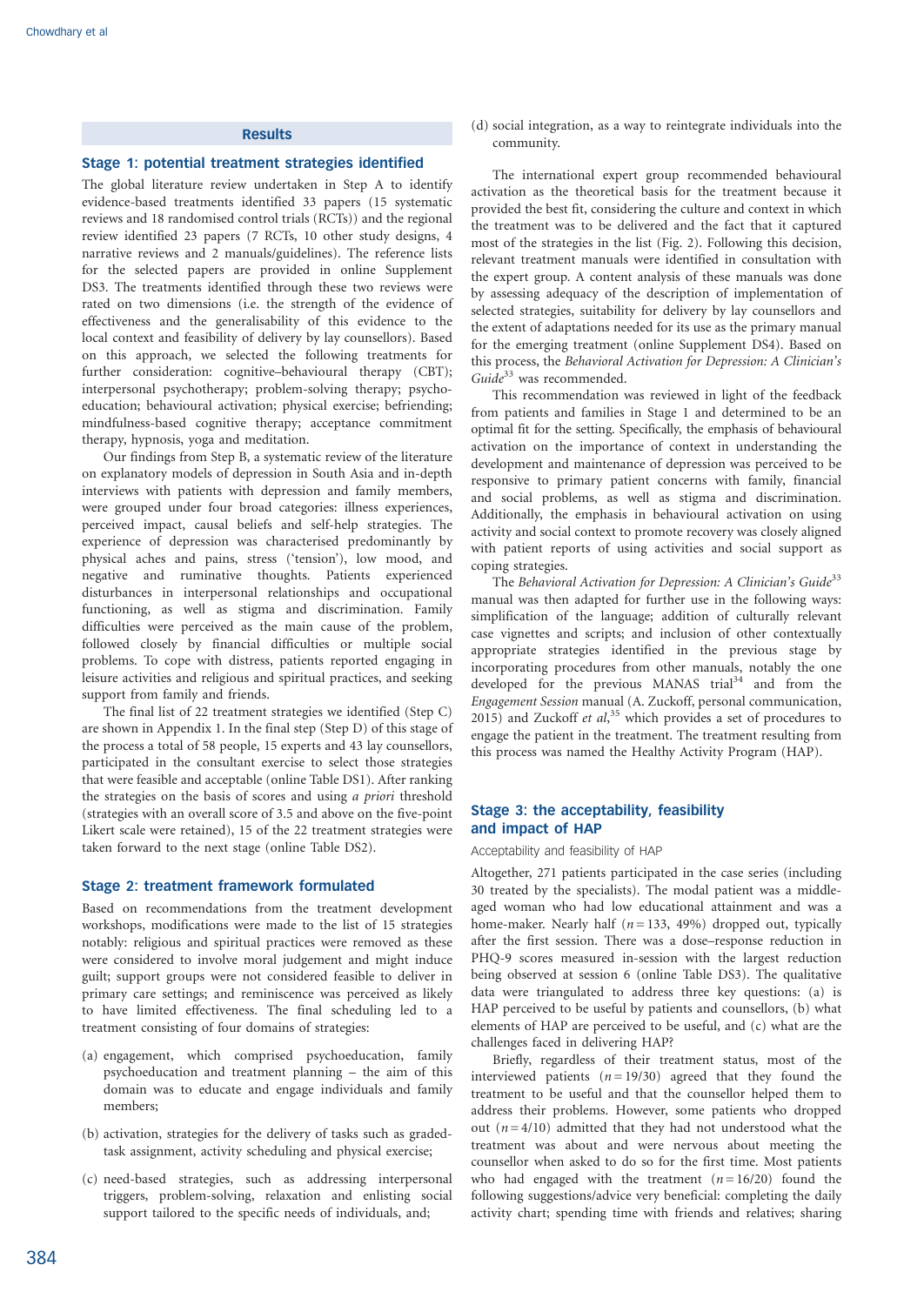## Results

### Stage 1: potential treatment strategies identified

The global literature review undertaken in Step A to identify evidence-based treatments identified 33 papers (15 systematic reviews and 18 randomised control trials (RCTs)) and the regional review identified 23 papers (7 RCTs, 10 other study designs, 4 narrative reviews and 2 manuals/guidelines). The reference lists for the selected papers are provided in online Supplement DS3. The treatments identified through these two reviews were rated on two dimensions (i.e. the strength of the evidence of effectiveness and the generalisability of this evidence to the local context and feasibility of delivery by lay counsellors). Based on this approach, we selected the following treatments for further consideration: cognitive–behavioural therapy (CBT); interpersonal psychotherapy; problem-solving therapy; psychoeducation; behavioural activation; physical exercise; befriending; mindfulness-based cognitive therapy; acceptance commitment therapy, hypnosis, yoga and meditation.

Our findings from Step B, a systematic review of the literature on explanatory models of depression in South Asia and in-depth interviews with patients with depression and family members, were grouped under four broad categories: illness experiences, perceived impact, causal beliefs and self-help strategies. The experience of depression was characterised predominantly by physical aches and pains, stress ('tension'), low mood, and negative and ruminative thoughts. Patients experienced disturbances in interpersonal relationships and occupational functioning, as well as stigma and discrimination. Family difficulties were perceived as the main cause of the problem, followed closely by financial difficulties or multiple social problems. To cope with distress, patients reported engaging in leisure activities and religious and spiritual practices, and seeking support from family and friends.

The final list of 22 treatment strategies we identified (Step C) are shown in Appendix 1. In the final step (Step D) of this stage of the process a total of 58 people, 15 experts and 43 lay counsellors, participated in the consultant exercise to select those strategies that were feasible and acceptable (online Table DS1). After ranking the strategies on the basis of scores and using *a priori* threshold (strategies with an overall score of 3.5 and above on the five-point Likert scale were retained), 15 of the 22 treatment strategies were taken forward to the next stage (online Table DS2).

### Stage 2: treatment framework formulated

Based on recommendations from the treatment development workshops, modifications were made to the list of 15 strategies notably: religious and spiritual practices were removed as these were considered to involve moral judgement and might induce guilt; support groups were not considered feasible to deliver in primary care settings; and reminiscence was perceived as likely to have limited effectiveness. The final scheduling led to a treatment consisting of four domains of strategies:

(a) engagement, which comprised psychoeducation, family psychoeducation and treatment planning – the aim of this domain was to educate and engage individuals and family members;

(b) activation, strategies for the delivery of tasks such as graded-task assignment, activity scheduling and physical exercise;

(c) need-based strategies, such as addressing interpersonal triggers, problem-solving, relaxation and enlisting social support tailored to the specific needs of individuals, and;

(d) social integration, as a way to reintegrate individuals into the community.

The international expert group recommended behavioural activation as the theoretical basis for the treatment because it provided the best fit, considering the culture and context in which the treatment was to be delivered and the fact that it captured most of the strategies in the list (Fig. 2). Following this decision, relevant treatment manuals were identified in consultation with the expert group. A content analysis of these manuals was done by assessing adequacy of the description of implementation of selected strategies, suitability for delivery by lay counsellors and the extent of adaptations needed for its use as the primary manual for the emerging treatment (online Supplement DS4). Based on this process, the *Behavioral Activation for Depression: A Clinician's Guide*[33] was recommended.

This recommendation was reviewed in light of the feedback from patients and families in Stage 1 and determined to be an optimal fit for the setting. Specifically, the emphasis of behavioural activation on the importance of context in understanding the development and maintenance of depression was perceived to be responsive to primary patient concerns with family, financial and social problems, as well as stigma and discrimination. Additionally, the emphasis in behavioural activation on using activity and social context to promote recovery was closely aligned with patient reports of using activities and social support as coping strategies.

The *Behavioral Activation for Depression: A Clinician's Guide*[33] manual was then adapted for further use in the following ways: simplification of the language; addition of culturally relevant case vignettes and scripts; and inclusion of other contextually appropriate strategies identified in the previous stage by incorporating procedures from other manuals, notably the one developed for the previous MANAS trial[34] and from the *Engagement Session* manual (A. Zuckoff, personal communication, 2015) and Zuckoff *et al*,[35] which provides a set of procedures to engage the patient in the treatment. The treatment resulting from this process was named the Healthy Activity Program (HAP).

### Stage 3: the acceptability, feasibility and impact of HAP

#### Acceptability and feasibility of HAP

Altogether, 271 patients participated in the case series (including 30 treated by the specialists). The modal patient was a middle-aged woman who had low educational attainment and was a home-maker. Nearly half ($n = 133$, 49%) dropped out, typically after the first session. There was a dose–response reduction in PHQ-9 scores measured in-session with the largest reduction being observed at session 6 (online Table DS3). The qualitative data were triangulated to address three key questions: (a) is HAP perceived to be useful by patients and counsellors, (b) what elements of HAP are perceived to be useful, and (c) what are the challenges faced in delivering HAP?

Briefly, regardless of their treatment status, most of the interviewed patients ($n = 19/30$) agreed that they found the treatment to be useful and that the counsellor helped them to address their problems. However, some patients who dropped out ($n = 4/10$) admitted that they had not understood what the treatment was about and were nervous about meeting the counsellor when asked to do so for the first time. Most patients who had engaged with the treatment ($n = 16/20$) found the following suggestions/advice very beneficial: completing the daily activity chart; spending time with friends and relatives; sharing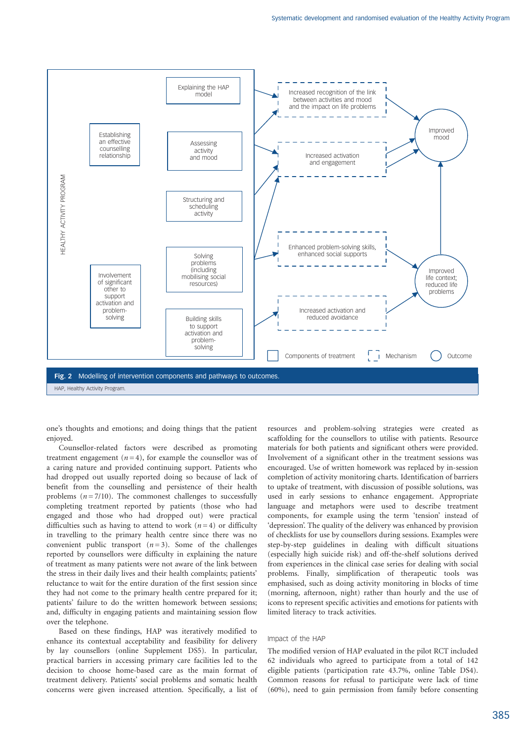HEALTHY ACTIVITY PROGRAM

Establishing an effective counselling relationship

Explaining the HAP model

Assessing activity and mood

Structuring and scheduling activity

Solving problems (including mobilising social resources)

Involvement of significant other to support activation and problem-solving

Building skills to support activation and problem-solving

Increased recognition of the link between activities and mood and the impact on life problems

Increased activation and engagement

Enhanced problem-solving skills, enhanced social supports

Increased activation and reduced avoidance

Improved mood

Improved life context; reduced life problems

Components of treatment

Mechanism

Outcome

**Fig. 2** Modelling of intervention components and pathways to outcomes.

HAP, Healthy Activity Program.

one's thoughts and emotions; and doing things that the patient enjoyed.

Counsellor-related factors were described as promoting treatment engagement ($n=4$), for example the counsellor was of a caring nature and provided continuing support. Patients who had dropped out usually reported doing so because of lack of benefit from the counselling and persistence of their health problems ($n=7/10$). The commonest challenges to successfully completing treatment reported by patients (those who had engaged and those who had dropped out) were practical difficulties such as having to attend to work ($n=4$) or difficulty in travelling to the primary health centre since there was no convenient public transport ($n=3$). Some of the challenges reported by counsellors were difficulty in explaining the nature of treatment as many patients were not aware of the link between the stress in their daily lives and their health complaints; patients' reluctance to wait for the entire duration of the first session since they had not come to the primary health centre prepared for it; patients' failure to do the written homework between sessions; and, difficulty in engaging patients and maintaining session flow over the telephone.

Based on these findings, HAP was iteratively modified to enhance its contextual acceptability and feasibility for delivery by lay counsellors (online Supplement DS5). In particular, practical barriers in accessing primary care facilities led to the decision to choose home-based care as the main format of treatment delivery. Patients' social problems and somatic health concerns were given increased attention. Specifically, a list of resources and problem-solving strategies were created as scaffolding for the counsellors to utilise with patients. Resource materials for both patients and significant others were provided. Involvement of a significant other in the treatment sessions was encouraged. Use of written homework was replaced by in-session completion of activity monitoring charts. Identification of barriers to uptake of treatment, with discussion of possible solutions, was used in early sessions to enhance engagement. Appropriate language and metaphors were used to describe treatment components, for example using the term 'tension' instead of 'depression'. The quality of the delivery was enhanced by provision of checklists for use by counsellors during sessions. Examples were step-by-step guidelines in dealing with difficult situations (especially high suicide risk) and off-the-shelf solutions derived from experiences in the clinical case series for dealing with social problems. Finally, simplification of therapeutic tools was emphasised, such as doing activity monitoring in blocks of time (morning, afternoon, night) rather than hourly and the use of icons to represent specific activities and emotions for patients with limited literacy to track activities.

### Impact of the HAP

The modified version of HAP evaluated in the pilot RCT included 62 individuals who agreed to participate from a total of 142 eligible patients (participation rate 43.7%, online Table DS4). Common reasons for refusal to participate were lack of time (60%), need to gain permission from family before consenting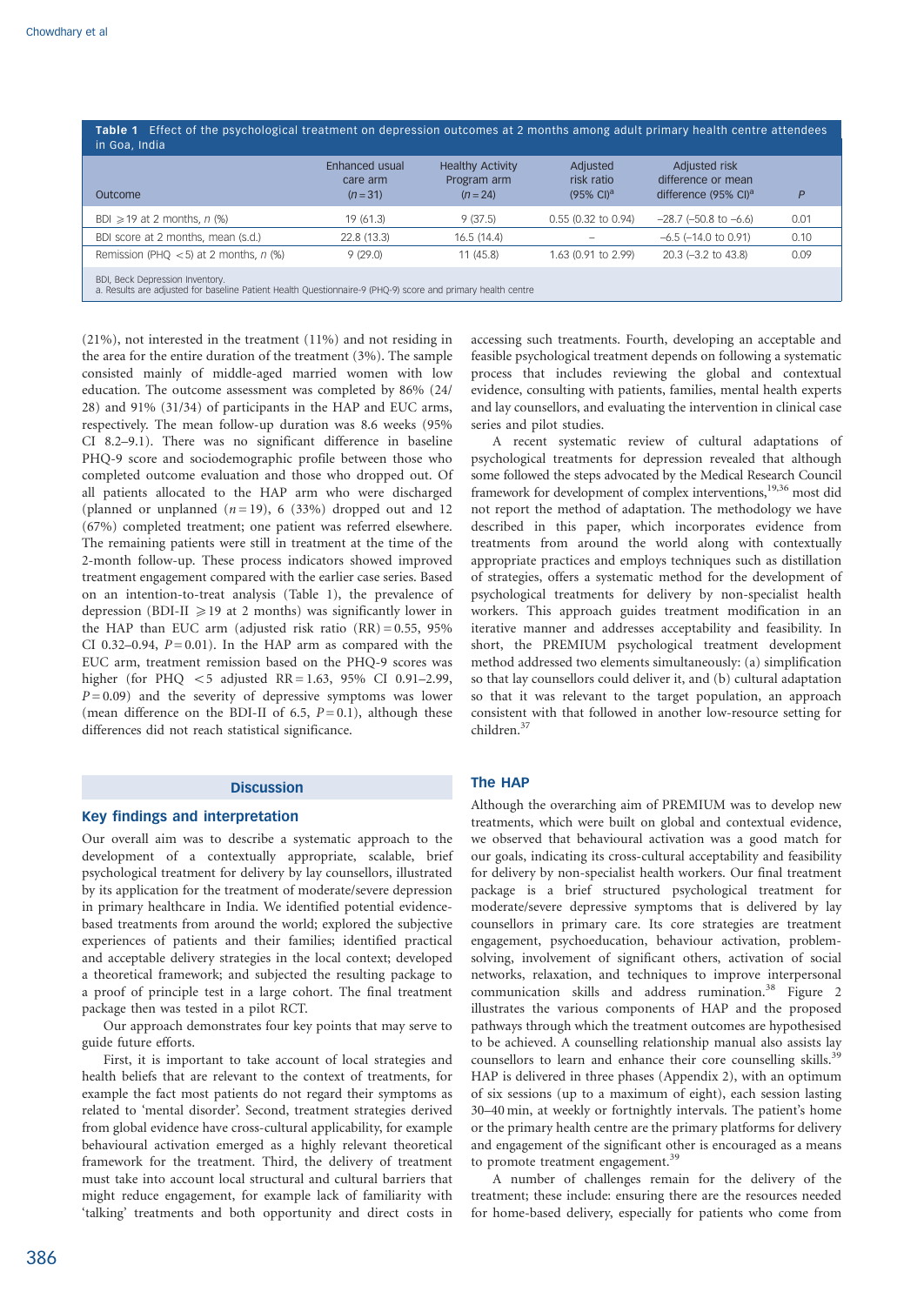**Table 1** Effect of the psychological treatment on depression outcomes at 2 months among adult primary health centre attendees in Goa, India

| Outcome | Enhanced usual care arm ($n = 31$) | Healthy Activity Program arm ($n = 24$) | Adjusted risk ratio (95% CI)[a] | Adjusted risk difference or mean difference (95% CI)[a] | *P* |
|---|---|---|---|---|---|
| BDI ⩾19 at 2 months, *n* (%) | 19 (61.3) | 9 (37.5) | 0.55 (0.32 to 0.94) | −28.7 (−50.8 to −6.6) | 0.01 |
| BDI score at 2 months, mean (s.d.) | 22.8 (13.3) | 16.5 (14.4) | – | −6.5 (−14.0 to 0.91) | 0.10 |
| Remission (PHQ <5) at 2 months, *n* (%) | 9 (29.0) | 11 (45.8) | 1.63 (0.91 to 2.99) | 20.3 (−3.2 to 43.8) | 0.09 |

BDI, Beck Depression Inventory.
a. Results are adjusted for baseline Patient Health Questionnaire-9 (PHQ-9) score and primary health centre

(21%), not interested in the treatment (11%) and not residing in the area for the entire duration of the treatment (3%). The sample consisted mainly of middle-aged married women with low education. The outcome assessment was completed by 86% (24/28) and 91% (31/34) of participants in the HAP and EUC arms, respectively. The mean follow-up duration was 8.6 weeks (95% CI 8.2–9.1). There was no significant difference in baseline PHQ-9 score and sociodemographic profile between those who completed outcome evaluation and those who dropped out. Of all patients allocated to the HAP arm who were discharged (planned or unplanned ($n = 19$), 6 (33%) dropped out and 12 (67%) completed treatment; one patient was referred elsewhere. The remaining patients were still in treatment at the time of the 2-month follow-up. These process indicators showed improved treatment engagement compared with the earlier case series. Based on an intention-to-treat analysis (Table 1), the prevalence of depression (BDI-II ⩾19 at 2 months) was significantly lower in the HAP than EUC arm (adjusted risk ratio (RR) = 0.55, 95% CI 0.32–0.94, $P = 0.01$). In the HAP arm as compared with the EUC arm, treatment remission based on the PHQ-9 scores was higher (for PHQ <5 adjusted RR = 1.63, 95% CI 0.91–2.99, $P = 0.09$) and the severity of depressive symptoms was lower (mean difference on the BDI-II of 6.5, $P = 0.1$), although these differences did not reach statistical significance.

## Discussion

### Key findings and interpretation

Our overall aim was to describe a systematic approach to the development of a contextually appropriate, scalable, brief psychological treatment for delivery by lay counsellors, illustrated by its application for the treatment of moderate/severe depression in primary healthcare in India. We identified potential evidence-based treatments from around the world; explored the subjective experiences of patients and their families; identified practical and acceptable delivery strategies in the local context; developed a theoretical framework; and subjected the resulting package to a proof of principle test in a large cohort. The final treatment package then was tested in a pilot RCT.

Our approach demonstrates four key points that may serve to guide future efforts.

First, it is important to take account of local strategies and health beliefs that are relevant to the context of treatments, for example the fact most patients do not regard their symptoms as related to 'mental disorder'. Second, treatment strategies derived from global evidence have cross-cultural applicability, for example behavioural activation emerged as a highly relevant theoretical framework for the treatment. Third, the delivery of treatment must take into account local structural and cultural barriers that might reduce engagement, for example lack of familiarity with 'talking' treatments and both opportunity and direct costs in accessing such treatments. Fourth, developing an acceptable and feasible psychological treatment depends on following a systematic process that includes reviewing the global and contextual evidence, consulting with patients, families, mental health experts and lay counsellors, and evaluating the intervention in clinical case series and pilot studies.

A recent systematic review of cultural adaptations of psychological treatments for depression revealed that although some followed the steps advocated by the Medical Research Council framework for development of complex interventions,[19,36] most did not report the method of adaptation. The methodology we have described in this paper, which incorporates evidence from treatments from around the world along with contextually appropriate practices and employs techniques such as distillation of strategies, offers a systematic method for the development of psychological treatments for delivery by non-specialist health workers. This approach guides treatment modification in an iterative manner and addresses acceptability and feasibility. In short, the PREMIUM psychological treatment development method addressed two elements simultaneously: (a) simplification so that lay counsellors could deliver it, and (b) cultural adaptation so that it was relevant to the target population, an approach consistent with that followed in another low-resource setting for children.[37]

### The HAP

Although the overarching aim of PREMIUM was to develop new treatments, which were built on global and contextual evidence, we observed that behavioural activation was a good match for our goals, indicating its cross-cultural acceptability and feasibility for delivery by non-specialist health workers. Our final treatment package is a brief structured psychological treatment for moderate/severe depressive symptoms that is delivered by lay counsellors in primary care. Its core strategies are treatment engagement, psychoeducation, behaviour activation, problem-solving, involvement of significant others, activation of social networks, relaxation, and techniques to improve interpersonal communication skills and address rumination.[38] Figure 2 illustrates the various components of HAP and the proposed pathways through which the treatment outcomes are hypothesised to be achieved. A counselling relationship manual also assists lay counsellors to learn and enhance their core counselling skills.[39] HAP is delivered in three phases (Appendix 2), with an optimum of six sessions (up to a maximum of eight), each session lasting 30–40 min, at weekly or fortnightly intervals. The patient's home or the primary health centre are the primary platforms for delivery and engagement of the significant other is encouraged as a means to promote treatment engagement.[39]

A number of challenges remain for the delivery of the treatment; these include: ensuring there are the resources needed for home-based delivery, especially for patients who come from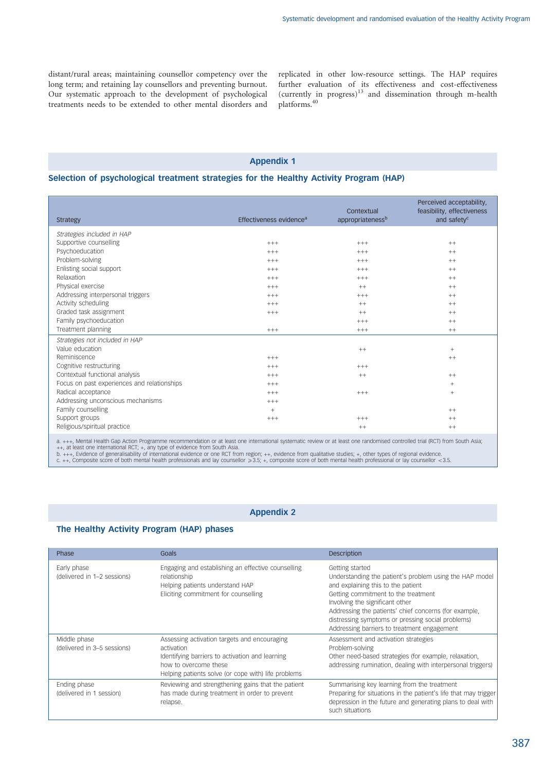distant/rural areas; maintaining counsellor competency over the long term; and retaining lay counsellors and preventing burnout. Our systematic approach to the development of psychological treatments needs to be extended to other mental disorders and replicated in other low-resource settings. The HAP requires further evaluation of its effectiveness and cost-effectiveness (currently in progress)[13] and dissemination through m-health platforms.[40]

## Appendix 1

### Selection of psychological treatment strategies for the Healthy Activity Program (HAP)

| Strategy | Effectiveness evidence[a] | Contextual appropriateness[b] | Perceived acceptability, feasibility, effectiveness and safety[c] |
|---|---|---|---|
| *Strategies included in HAP* | | | |
| Supportive counselling | +++ | +++ | ++ |
| Psychoeducation | +++ | +++ | ++ |
| Problem-solving | +++ | +++ | ++ |
| Enlisting social support | +++ | +++ | ++ |
| Relaxation | +++ | +++ | ++ |
| Physical exercise | +++ | ++ | ++ |
| Addressing interpersonal triggers | +++ | +++ | ++ |
| Activity scheduling | +++ | ++ | ++ |
| Graded task assignment | +++ | ++ | ++ |
| Family psychoeducation | | +++ | ++ |
| Treatment planning | +++ | +++ | ++ |
| *Strategies not included in HAP* | | | |
| Value education | | ++ | + |
| Reminiscence | +++ | | ++ |
| Cognitive restructuring | +++ | +++ | |
| Contextual functional analysis | +++ | ++ | ++ |
| Focus on past experiences and relationships | +++ | | + |
| Radical acceptance | +++ | +++ | + |
| Addressing unconscious mechanisms | +++ | | |
| Family counselling | + | | ++ |
| Support groups | +++ | +++ | ++ |
| Religious/spiritual practice | | ++ | ++ |

a. +++, Mental Health Gap Action Programme recommendation or at least one international systematic review or at least one randomised controlled trial (RCT) from South Asia; ++, at least one international RCT; +, any type of evidence from South Asia.
b. +++, Evidence of generalisability of international evidence or one RCT from region; ++, evidence from qualitative studies; +, other types of regional evidence.
c. ++, Composite score of both mental health professionals and lay counsellor ⩾3.5; +, composite score of both mental health professional or lay counsellor <3.5.

## Appendix 2

### The Healthy Activity Program (HAP) phases

| Phase | Goals | Description |
|---|---|---|
| Early phase (delivered in 1–2 sessions) | Engaging and establishing an effective counselling relationship<br>Helping patients understand HAP<br>Eliciting commitment for counselling | Getting started<br>Understanding the patient's problem using the HAP model and explaining this to the patient<br>Getting commitment to the treatment<br>Involving the significant other<br>Addressing the patients' chief concerns (for example, distressing symptoms or pressing social problems)<br>Addressing barriers to treatment engagement |
| Middle phase (delivered in 3–5 sessions) | Assessing activation targets and encouraging activation<br>Identifying barriers to activation and learning how to overcome these<br>Helping patients solve (or cope with) life problems | Assessment and activation strategies<br>Problem-solving<br>Other need-based strategies (for example, relaxation, addressing rumination, dealing with interpersonal triggers) |
| Ending phase (delivered in 1 session) | Reviewing and strengthening gains that the patient has made during treatment in order to prevent relapse. | Summarising key learning from the treatment<br>Preparing for situations in the patient's life that may trigger depression in the future and generating plans to deal with such situations |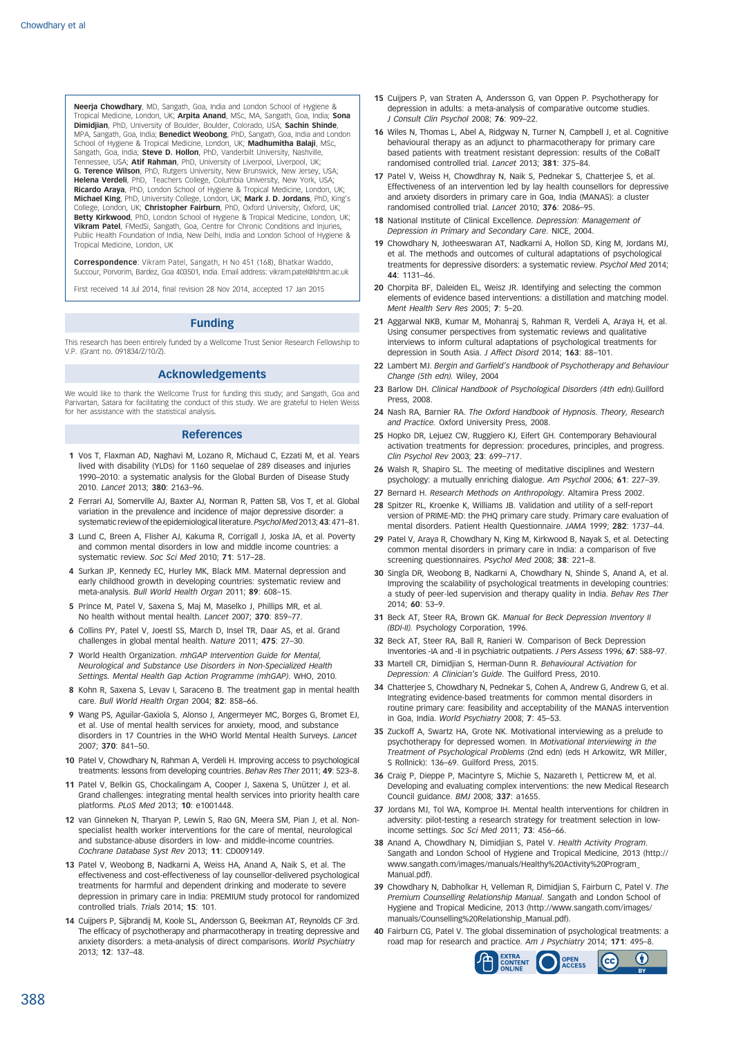**Neerja Chowdhary**, MD, Sangath, Goa, India and London School of Hygiene & Tropical Medicine, London, UK; **Arpita Anand**, MSc, MA, Sangath, Goa, India; **Sona Dimidjian**, PhD, University of Boulder, Boulder, Colorado, USA; **Sachin Shinde**, MPA, Sangath, Goa, India; **Benedict Weobong**, PhD, Sangath, Goa, India and London School of Hygiene & Tropical Medicine, London, UK; **Madhumitha Balaji**, MSc, Sangath, Goa, India; **Steve D. Hollon**, PhD, Vanderbilt University, Nashville, Tennessee, USA; **Atif Rahman**, PhD, University of Liverpool, Liverpool, UK; **G. Terence Wilson**, PhD, Rutgers University, New Brunswick, New Jersey, USA; **Helena Verdeli**, PhD, Teachers College, Columbia University, New York, USA; **Ricardo Araya**, PhD, London School of Hygiene & Tropical Medicine, London, UK; **Michael King**, PhD, University College, London, UK; **Mark J. D. Jordans**, PhD, King's College, London, UK; **Christopher Fairburn**, PhD, Oxford University, Oxford, UK; **Betty Kirkwood**, PhD, London School of Hygiene & Tropical Medicine, London, UK; **Vikram Patel**, FMedSi, Sangath, Goa, Centre for Chronic Conditions and Injuries, Public Health Foundation of India, New Delhi, India and London School of Hygiene & Tropical Medicine, London, UK

**Correspondence**: Vikram Patel, Sangath, H No 451 (168), Bhatkar Waddo, Succour, Porvorim, Bardez, Goa 403501, India. Email address: vikram.patel@lshtm.ac.uk

First received 14 Jul 2014, final revision 28 Nov 2014, accepted 17 Jan 2015

## Funding

This research has been entirely funded by a Wellcome Trust Senior Research Fellowship to V.P. (Grant no. 091834/Z/10/Z).

## Acknowledgements

We would like to thank the Wellcome Trust for funding this study; and Sangath, Goa and Parivartan, Satara for facilitating the conduct of this study. We are grateful to Helen Weiss for her assistance with the statistical analysis.

## References

1 Vos T, Flaxman AD, Naghavi M, Lozano R, Michaud C, Ezzati M, et al. Years lived with disability (YLDs) for 1160 sequelae of 289 diseases and injuries 1990–2010: a systematic analysis for the Global Burden of Disease Study 2010. *Lancet* 2013; **380**: 2163–96.

2 Ferrari AJ, Somerville AJ, Baxter AJ, Norman R, Patten SB, Vos T, et al. Global variation in the prevalence and incidence of major depressive disorder: a systematic review of the epidemiological literature. *Psychol Med* 2013; **43**: 471–81.

3 Lund C, Breen A, Flisher AJ, Kakuma R, Corrigall J, Joska JA, et al. Poverty and common mental disorders in low and middle income countries: a systematic review. *Soc Sci Med* 2010; **71**: 517–28.

4 Surkan JP, Kennedy CE, Hurley MK, Black MM. Maternal depression and early childhood growth in developing countries: systematic review and meta-analysis. *Bull World Health Organ* 2011; **89**: 608–15.

5 Prince M, Patel V, Saxena S, Maj M, Maselko J, Phillips MR, et al. No health without mental health. *Lancet* 2007; **370**: 859–77.

6 Collins PY, Patel V, Joestl SS, March D, Insel TR, Daar AS, et al. Grand challenges in global mental health. *Nature* 2011; **475**: 27–30.

7 World Health Organization. *mhGAP Intervention Guide for Mental, Neurological and Substance Use Disorders in Non-Specialized Health Settings. Mental Health Gap Action Programme (mhGAP)*. WHO, 2010.

8 Kohn R, Saxena S, Levav I, Saraceno B. The treatment gap in mental health care. *Bull World Health Organ* 2004; **82**: 858–66.

9 Wang PS, Aguilar-Gaxiola S, Alonso J, Angermeyer MC, Borges G, Bromet EJ, et al. Use of mental health services for anxiety, mood, and substance disorders in 17 Countries in the WHO World Mental Health Surveys. *Lancet* 2007; **370**: 841–50.

10 Patel V, Chowdhary N, Rahman A, Verdeli H. Improving access to psychological treatments: lessons from developing countries. *Behav Res Ther* 2011; **49**: 523–8.

11 Patel V, Belkin GS, Chockalingam A, Cooper J, Saxena S, Unützer J, et al. Grand challenges: integrating mental health services into priority health care platforms. *PLoS Med* 2013; **10**: e1001448.

12 van Ginneken N, Tharyan P, Lewin S, Rao GN, Meera SM, Pian J, et al. Non-specialist health worker interventions for the care of mental, neurological and substance-abuse disorders in low- and middle-income countries. *Cochrane Database Syst Rev* 2013; **11**: CD009149.

13 Patel V, Weobong B, Nadkarni A, Weiss HA, Anand A, Naik S, et al. The effectiveness and cost-effectiveness of lay counsellor-delivered psychological treatments for harmful and dependent drinking and moderate to severe depression in primary care in India: PREMIUM study protocol for randomized controlled trials. *Trials* 2014; **15**: 101.

14 Cuijpers P, Sijbrandij M, Koole SL, Andersson G, Beekman AT, Reynolds CF 3rd. The efficacy of psychotherapy and pharmacotherapy in treating depressive and anxiety disorders: a meta-analysis of direct comparisons. *World Psychiatry* 2013; **12**: 137–48.

15 Cuijpers P, van Straten A, Andersson G, van Oppen P. Psychotherapy for depression in adults: a meta-analysis of comparative outcome studies. *J Consult Clin Psychol* 2008; **76**: 909–22.

16 Wiles N, Thomas L, Abel A, Ridgway N, Turner N, Campbell J, et al. Cognitive behavioural therapy as an adjunct to pharmacotherapy for primary care based patients with treatment resistant depression: results of the CoBalT randomised controlled trial. *Lancet* 2013; **381**: 375–84.

17 Patel V, Weiss H, Chowdhray N, Naik S, Pednekar S, Chatterjee S, et al. Effectiveness of an intervention led by lay health counsellors for depressive and anxiety disorders in primary care in Goa, India (MANAS): a cluster randomised controlled trial. *Lancet* 2010; **376**: 2086–95.

18 National Institute of Clinical Excellence. *Depression: Management of Depression in Primary and Secondary Care*. NICE, 2004.

19 Chowdhary N, Jotheeswaran AT, Nadkarni A, Hollon SD, King M, Jordans MJ, et al. The methods and outcomes of cultural adaptations of psychological treatments for depressive disorders: a systematic review. *Psychol Med* 2014; **44**: 1131–46.

20 Chorpita BF, Daleiden EL, Weisz JR. Identifying and selecting the common elements of evidence based interventions: a distillation and matching model. *Ment Health Serv Res* 2005; **7**: 5–20.

21 Aggarwal NKB, Kumar M, Mohanraj S, Rahman R, Verdeli A, Araya H, et al. Using consumer perspectives from systematic reviews and qualitative interviews to inform cultural adaptations of psychological treatments for depression in South Asia. *J Affect Disord* 2014; **163**: 88–101.

22 Lambert MJ. *Bergin and Garfield's Handbook of Psychotherapy and Behaviour Change (5th edn)*. Wiley, 2004

23 Barlow DH. *Clinical Handbook of Psychological Disorders (4th edn)*.Guilford Press, 2008.

24 Nash RA, Barnier RA. *The Oxford Handbook of Hypnosis. Theory, Research and Practice.* Oxford University Press, 2008.

25 Hopko DR, Lejuez CW, Ruggiero KJ, Eifert GH. Contemporary behavioural activation treatments for depression: procedures, principles, and progress. *Clin Psychol Rev* 2003; **23**: 699–717.

26 Walsh R, Shapiro SL. The meeting of meditative disciplines and Western psychology: a mutually enriching dialogue. *Am Psychol* 2006; **61**: 227–39.

27 Bernard H. *Research Methods on Anthropology*. Altamira Press 2002.

28 Spitzer RL, Kroenke K, Williams JB. Validation and utility of a self-report version of PRIME-MD: the PHQ primary care study. Primary care evaluation of mental disorders. Patient Health Questionnaire. *JAMA* 1999; **282**: 1737–44.

29 Patel V, Araya R, Chowdhary N, King M, Kirkwood B, Nayak S, et al. Detecting common mental disorders in primary care in India: a comparison of five screening questionnaires. *Psychol Med* 2008; **38**: 221–8.

30 Singla DR, Weobong B, Nadkarni A, Chowdhary N, Shinde S, Anand A, et al. Improving the scalability of psychological treatments in developing countries: a study of peer-led supervision and therapy quality in India. *Behav Res Ther* 2014; **60**: 53–9.

31 Beck AT, Steer RA, Brown GK. *Manual for Beck Depression Inventory II (BDI-II)*. Psychology Corporation, 1996.

32 Beck AT, Steer RA, Ball R, Ranieri W. Comparison of Beck Depression Inventories -IA and -II in psychiatric outpatients. *J Pers Assess* 1996; **67**: 588–97.

33 Martell CR, Dimidjian S, Herman-Dunn R. *Behavioural Activation for Depression: A Clinician's Guide*. The Guilford Press, 2010.

34 Chatterjee S, Chowdhary N, Pednekar S, Cohen A, Andrew G, Andrew G, et al. Integrating evidence-based treatments for common mental disorders in routine primary care: feasibility and acceptability of the MANAS intervention in Goa, India. *World Psychiatry* 2008; **7**: 45–53.

35 Zuckoff A, Swartz HA, Grote NK. Motivational interviewing as a prelude to psychotherapy for depressed women. In *Motivational Interviewing in the Treatment of Psychological Problems* (2nd edn) (eds H Arkowitz, WR Miller, S Rollnick): 136–69. Guilford Press, 2015.

36 Craig P, Dieppe P, Macintyre S, Michie S, Nazareth I, Petticrew M, et al. Developing and evaluating complex interventions: the new Medical Research Council guidance. *BMJ* 2008; **337**: a1655.

37 Jordans MJ, Tol WA, Komproe IH. Mental health interventions for children in adversity: pilot-testing a research strategy for treatment selection in low-income settings. *Soc Sci Med* 2011; **73**: 456–66.

38 Anand A, Chowdhary N, Dimidjian S, Patel V. *Health Activity Program*. Sangath and London School of Hygiene and Tropical Medicine, 2013 (http://www.sangath.com/images/manuals/Healthy%20Activity%20Program_Manual.pdf).

39 Chowdhary N, Dabholkar H, Velleman R, Dimidjian S, Fairburn C, Patel V. *The Premium Counselling Relationship Manual*. Sangath and London School of Hygiene and Tropical Medicine, 2013 (http://www.sangath.com/images/manuals/Counselling%20Relationship_Manual.pdf).

40 Fairburn CG, Patel V. The global dissemination of psychological treatments: a road map for research and practice. *Am J Psychiatry* 2014; **171**: 495–8.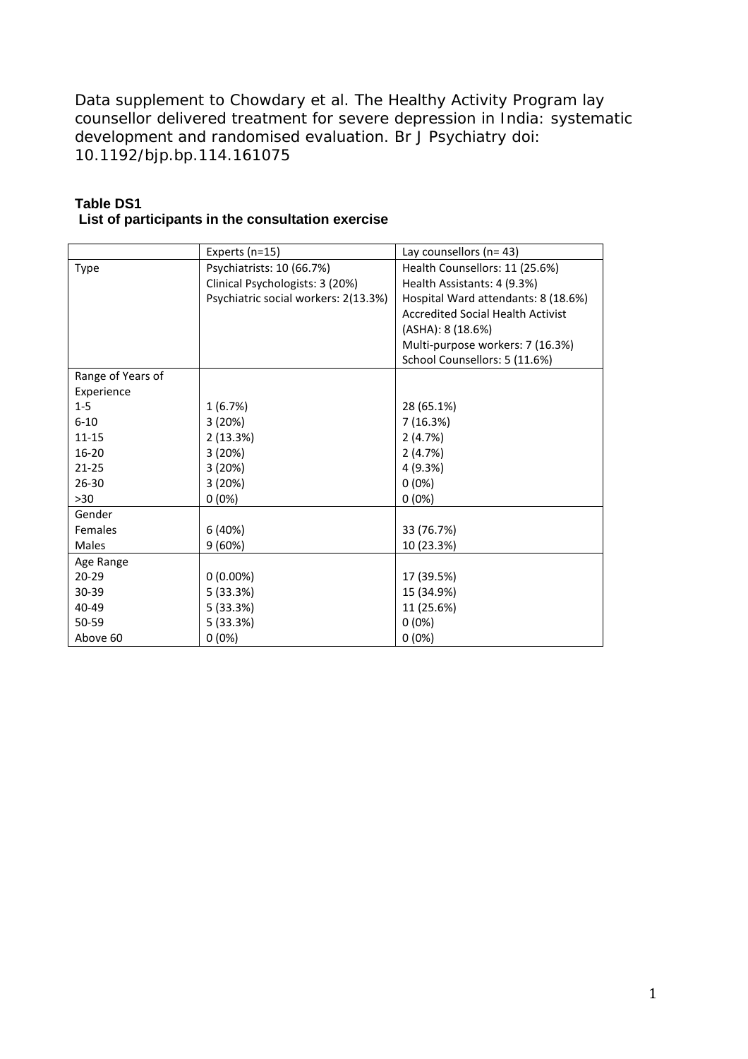Data supplement to Chowdary et al. The Healthy Activity Program lay counsellor delivered treatment for severe depression in India: systematic development and randomised evaluation. Br J Psychiatry doi: 10.1192/bjp.bp.114.161075

**Table DS1**
**List of participants in the consultation exercise**

| | Experts (n=15) | Lay counsellors (n= 43) |
|---|---|---|
| Type | Psychiatrists: 10 (66.7%)<br>Clinical Psychologists: 3 (20%)<br>Psychiatric social workers: 2(13.3%) | Health Counsellors: 11 (25.6%)<br>Health Assistants: 4 (9.3%)<br>Hospital Ward attendants: 8 (18.6%)<br>Accredited Social Health Activist (ASHA): 8 (18.6%)<br>Multi-purpose workers: 7 (16.3%)<br>School Counsellors: 5 (11.6%) |
| Range of Years of Experience | | |
| 1-5 | 1 (6.7%) | 28 (65.1%) |
| 6-10 | 3 (20%) | 7 (16.3%) |
| 11-15 | 2 (13.3%) | 2 (4.7%) |
| 16-20 | 3 (20%) | 2 (4.7%) |
| 21-25 | 3 (20%) | 4 (9.3%) |
| 26-30 | 3 (20%) | 0 (0%) |
| >30 | 0 (0%) | 0 (0%) |
| Gender | | |
| Females | 6 (40%) | 33 (76.7%) |
| Males | 9 (60%) | 10 (23.3%) |
| Age Range | | |
| 20-29 | 0 (0.00%) | 17 (39.5%) |
| 30-39 | 5 (33.3%) | 15 (34.9%) |
| 40-49 | 5 (33.3%) | 11 (25.6%) |
| 50-59 | 5 (33.3%) | 0 (0%) |
| Above 60 | 0 (0%) | 0 (0%) |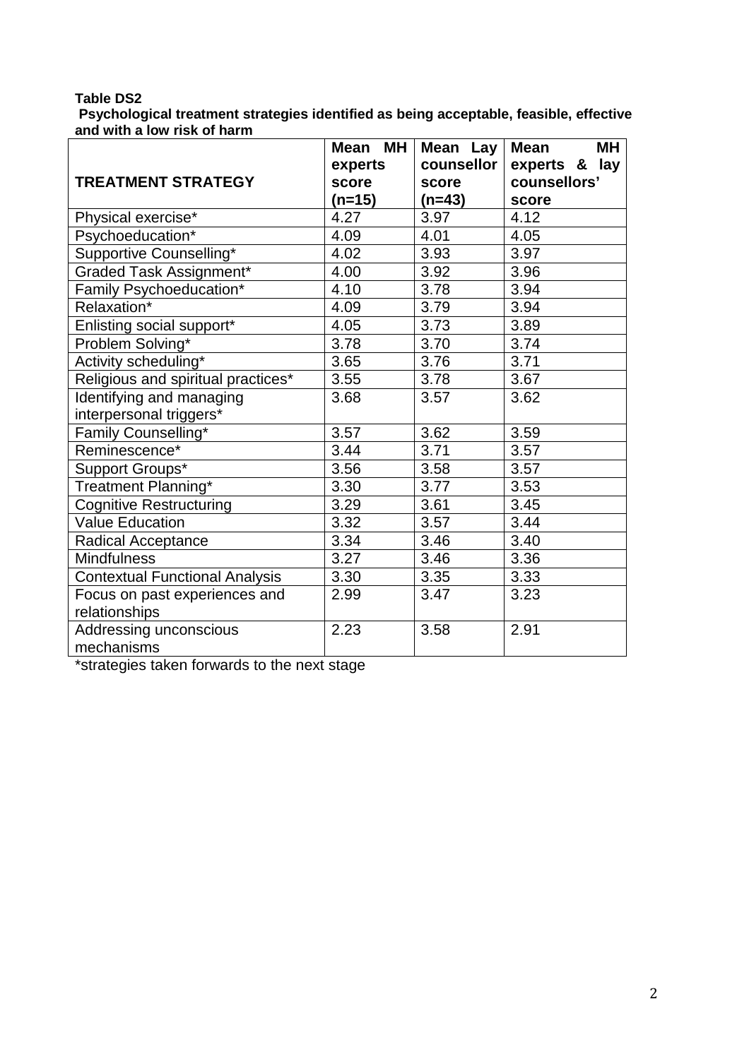**Table DS2**

**Psychological treatment strategies identified as being acceptable, feasible, effective and with a low risk of harm**

| TREATMENT STRATEGY | Mean MH experts score (n=15) | Mean Lay counsellor score (n=43) | Mean MH experts & lay counsellors' score |
|---|---|---|---|
| Physical exercise* | 4.27 | 3.97 | 4.12 |
| Psychoeducation* | 4.09 | 4.01 | 4.05 |
| Supportive Counselling* | 4.02 | 3.93 | 3.97 |
| Graded Task Assignment* | 4.00 | 3.92 | 3.96 |
| Family Psychoeducation* | 4.10 | 3.78 | 3.94 |
| Relaxation* | 4.09 | 3.79 | 3.94 |
| Enlisting social support* | 4.05 | 3.73 | 3.89 |
| Problem Solving* | 3.78 | 3.70 | 3.74 |
| Activity scheduling* | 3.65 | 3.76 | 3.71 |
| Religious and spiritual practices* | 3.55 | 3.78 | 3.67 |
| Identifying and managing interpersonal triggers* | 3.68 | 3.57 | 3.62 |
| Family Counselling* | 3.57 | 3.62 | 3.59 |
| Reminescence* | 3.44 | 3.71 | 3.57 |
| Support Groups* | 3.56 | 3.58 | 3.57 |
| Treatment Planning* | 3.30 | 3.77 | 3.53 |
| Cognitive Restructuring | 3.29 | 3.61 | 3.45 |
| Value Education | 3.32 | 3.57 | 3.44 |
| Radical Acceptance | 3.34 | 3.46 | 3.40 |
| Mindfulness | 3.27 | 3.46 | 3.36 |
| Contextual Functional Analysis | 3.30 | 3.35 | 3.33 |
| Focus on past experiences and relationships | 2.99 | 3.47 | 3.23 |
| Addressing unconscious mechanisms | 2.23 | 3.58 | 2.91 |

*strategies taken forwards to the next stage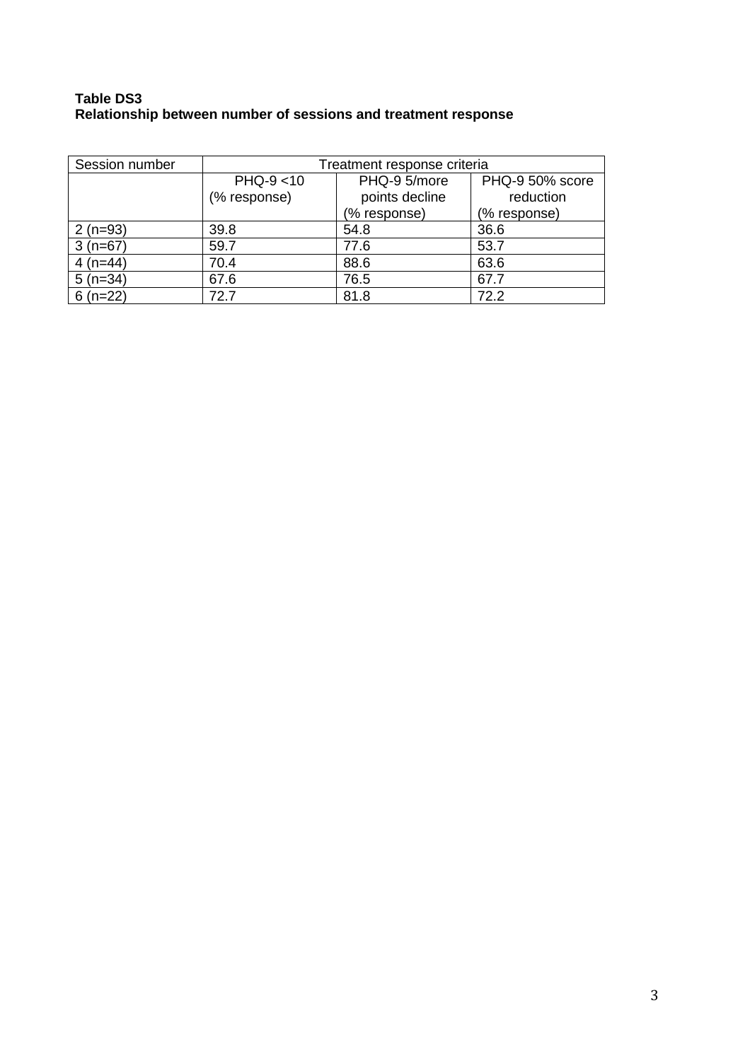**Table DS3**
**Relationship between number of sessions and treatment response**

| Session number | Treatment response criteria | | |
|---|---|---|---|
| | PHQ-9 <10 (% response) | PHQ-9 5/more points decline (% response) | PHQ-9 50% score reduction (% response) |
| 2 (n=93) | 39.8 | 54.8 | 36.6 |
| 3 (n=67) | 59.7 | 77.6 | 53.7 |
| 4 (n=44) | 70.4 | 88.6 | 63.6 |
| 5 (n=34) | 67.6 | 76.5 | 67.7 |
| 6 (n=22) | 72.7 | 81.8 | 72.2 |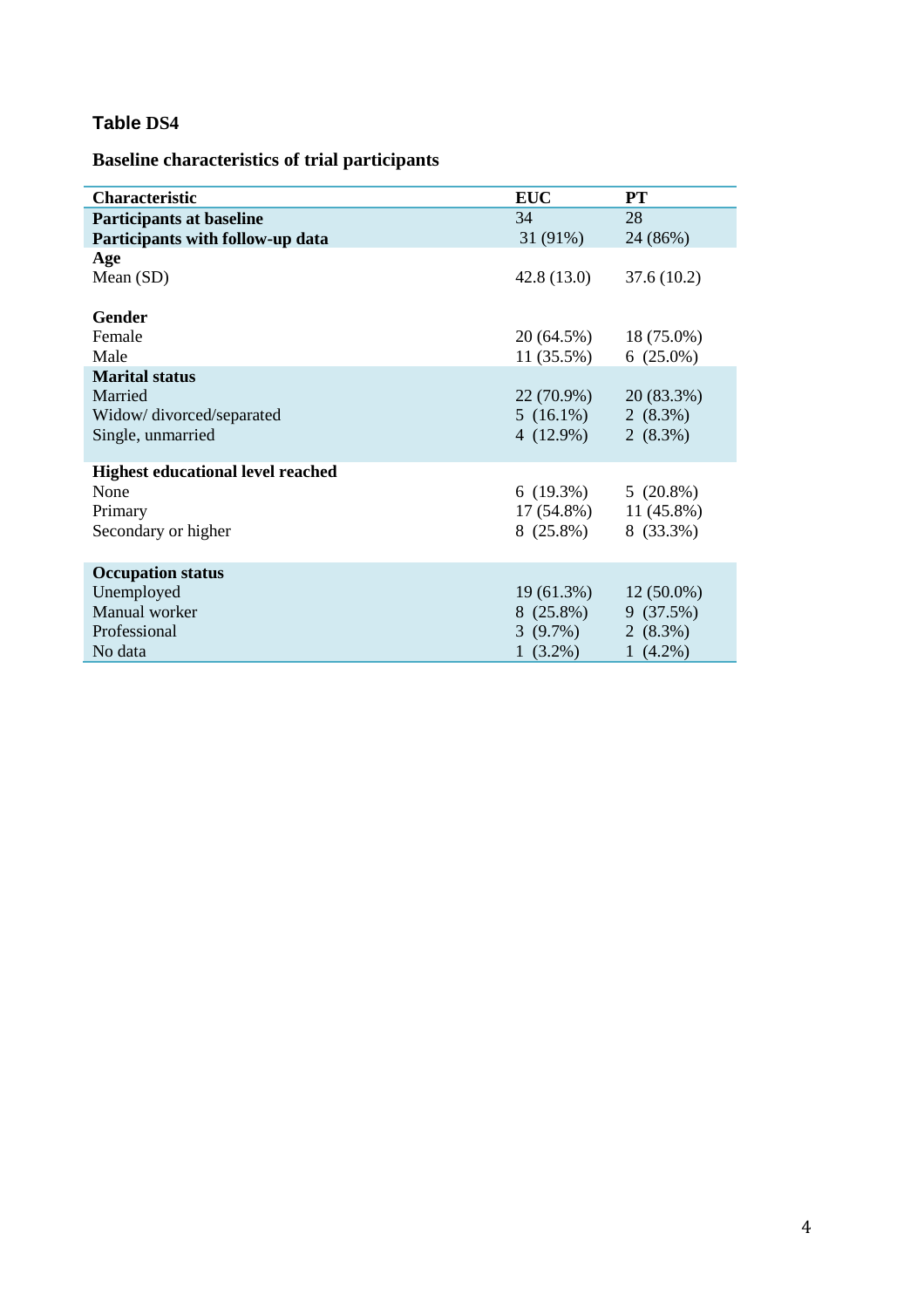**Table DS4**

**Baseline characteristics of trial participants**

| Characteristic | EUC | PT |
|---|---|---|
| **Participants at baseline** | 34 | 28 |
| **Participants with follow-up data** | 31 (91%) | 24 (86%) |
| **Age** | | |
| Mean (SD) | 42.8 (13.0) | 37.6 (10.2) |
| **Gender** | | |
| Female | 20 (64.5%) | 18 (75.0%) |
| Male | 11 (35.5%) | 6 (25.0%) |
| **Marital status** | | |
| Married | 22 (70.9%) | 20 (83.3%) |
| Widow/ divorced/separated | 5 (16.1%) | 2 (8.3%) |
| Single, unmarried | 4 (12.9%) | 2 (8.3%) |
| **Highest educational level reached** | | |
| None | 6 (19.3%) | 5 (20.8%) |
| Primary | 17 (54.8%) | 11 (45.8%) |
| Secondary or higher | 8 (25.8%) | 8 (33.3%) |
| **Occupation status** | | |
| Unemployed | 19 (61.3%) | 12 (50.0%) |
| Manual worker | 8 (25.8%) | 9 (37.5%) |
| Professional | 3 (9.7%) | 2 (8.3%) |
| No data | 1 (3.2%) | 1 (4.2%) |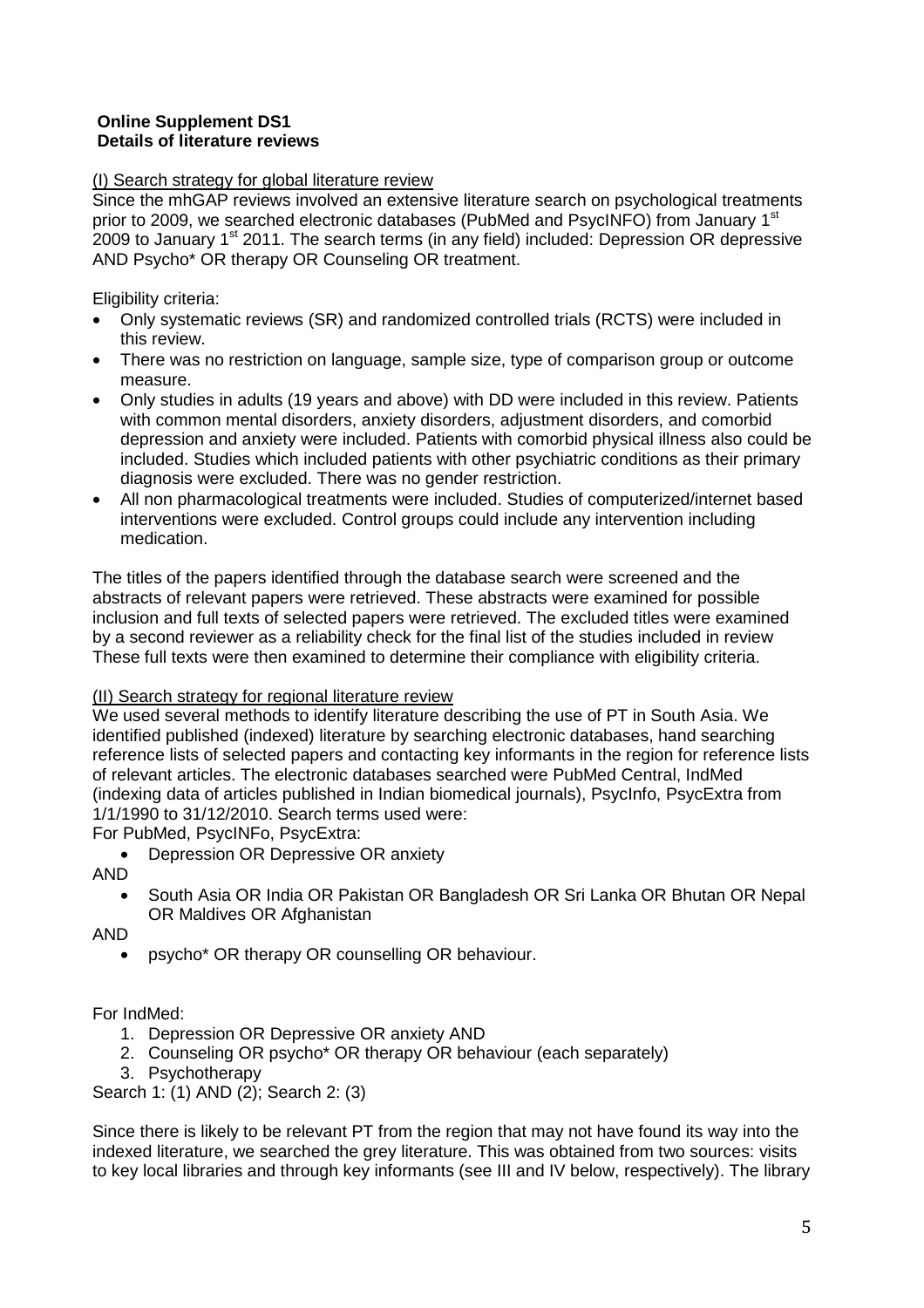**Online Supplement DS1**
**Details of literature reviews**

(I) Search strategy for global literature review

Since the mhGAP reviews involved an extensive literature search on psychological treatments prior to 2009, we searched electronic databases (PubMed and PsycINFO) from January 1st 2009 to January 1st 2011. The search terms (in any field) included: Depression OR depressive AND Psycho* OR therapy OR Counseling OR treatment.

Eligibility criteria:

- Only systematic reviews (SR) and randomized controlled trials (RCTS) were included in this review.
- There was no restriction on language, sample size, type of comparison group or outcome measure.
- Only studies in adults (19 years and above) with DD were included in this review. Patients with common mental disorders, anxiety disorders, adjustment disorders, and comorbid depression and anxiety were included. Patients with comorbid physical illness also could be included. Studies which included patients with other psychiatric conditions as their primary diagnosis were excluded. There was no gender restriction.
- All non pharmacological treatments were included. Studies of computerized/internet based interventions were excluded. Control groups could include any intervention including medication.

The titles of the papers identified through the database search were screened and the abstracts of relevant papers were retrieved. These abstracts were examined for possible inclusion and full texts of selected papers were retrieved. The excluded titles were examined by a second reviewer as a reliability check for the final list of the studies included in review These full texts were then examined to determine their compliance with eligibility criteria.

(II) Search strategy for regional literature review

We used several methods to identify literature describing the use of PT in South Asia. We identified published (indexed) literature by searching electronic databases, hand searching reference lists of selected papers and contacting key informants in the region for reference lists of relevant articles. The electronic databases searched were PubMed Central, IndMed (indexing data of articles published in Indian biomedical journals), PsycInfo, PsycExtra from 1/1/1990 to 31/12/2010. Search terms used were:

For PubMed, PsycINFo, PsycExtra:

- Depression OR Depressive OR anxiety

AND

- South Asia OR India OR Pakistan OR Bangladesh OR Sri Lanka OR Bhutan OR Nepal OR Maldives OR Afghanistan

AND

- psycho* OR therapy OR counselling OR behaviour.

For IndMed:

1. Depression OR Depressive OR anxiety AND
2. Counseling OR psycho* OR therapy OR behaviour (each separately)
3. Psychotherapy

Search 1: (1) AND (2); Search 2: (3)

Since there is likely to be relevant PT from the region that may not have found its way into the indexed literature, we searched the grey literature. This was obtained from two sources: visits to key local libraries and through key informants (see III and IV below, respectively). The library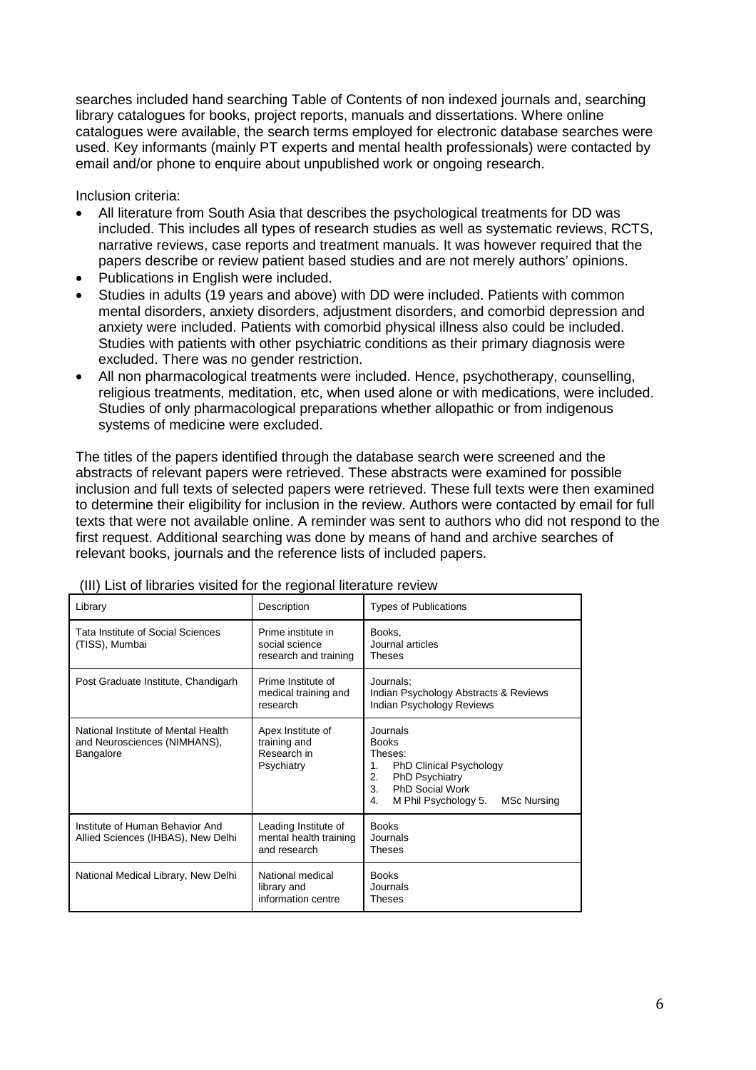searches included hand searching Table of Contents of non indexed journals and, searching library catalogues for books, project reports, manuals and dissertations. Where online catalogues were available, the search terms employed for electronic database searches were used. Key informants (mainly PT experts and mental health professionals) were contacted by email and/or phone to enquire about unpublished work or ongoing research.

Inclusion criteria:

- All literature from South Asia that describes the psychological treatments for DD was included. This includes all types of research studies as well as systematic reviews, RCTS, narrative reviews, case reports and treatment manuals. It was however required that the papers describe or review patient based studies and are not merely authors' opinions.
- Publications in English were included.
- Studies in adults (19 years and above) with DD were included. Patients with common mental disorders, anxiety disorders, adjustment disorders, and comorbid depression and anxiety were included. Patients with comorbid physical illness also could be included. Studies with patients with other psychiatric conditions as their primary diagnosis were excluded. There was no gender restriction.
- All non pharmacological treatments were included. Hence, psychotherapy, counselling, religious treatments, meditation, etc, when used alone or with medications, were included. Studies of only pharmacological preparations whether allopathic or from indigenous systems of medicine were excluded.

The titles of the papers identified through the database search were screened and the abstracts of relevant papers were retrieved. These abstracts were examined for possible inclusion and full texts of selected papers were retrieved. These full texts were then examined to determine their eligibility for inclusion in the review. Authors were contacted by email for full texts that were not available online. A reminder was sent to authors who did not respond to the first request. Additional searching was done by means of hand and archive searches of relevant books, journals and the reference lists of included papers.

(III) List of libraries visited for the regional literature review

| Library | Description | Types of Publications |
|---|---|---|
| Tata Institute of Social Sciences (TISS), Mumbai | Prime institute in social science research and training | Books,<br>Journal articles<br>Theses |
| Post Graduate Institute, Chandigarh | Prime Institute of medical training and research | Journals;<br>Indian Psychology Abstracts & Reviews<br>Indian Psychology Reviews |
| National Institute of Mental Health and Neurosciences (NIMHANS), Bangalore | Apex Institute of training and Research in Psychiatry | Journals<br>Books<br>Theses:<br>1. PhD Clinical Psychology<br>2. PhD Psychiatry<br>3. PhD Social Work<br>4. M Phil Psychology 5. MSc Nursing |
| Institute of Human Behavior And Allied Sciences (IHBAS), New Delhi | Leading Institute of mental health training and research | Books<br>Journals<br>Theses |
| National Medical Library, New Delhi | National medical library and information centre | Books<br>Journals<br>Theses |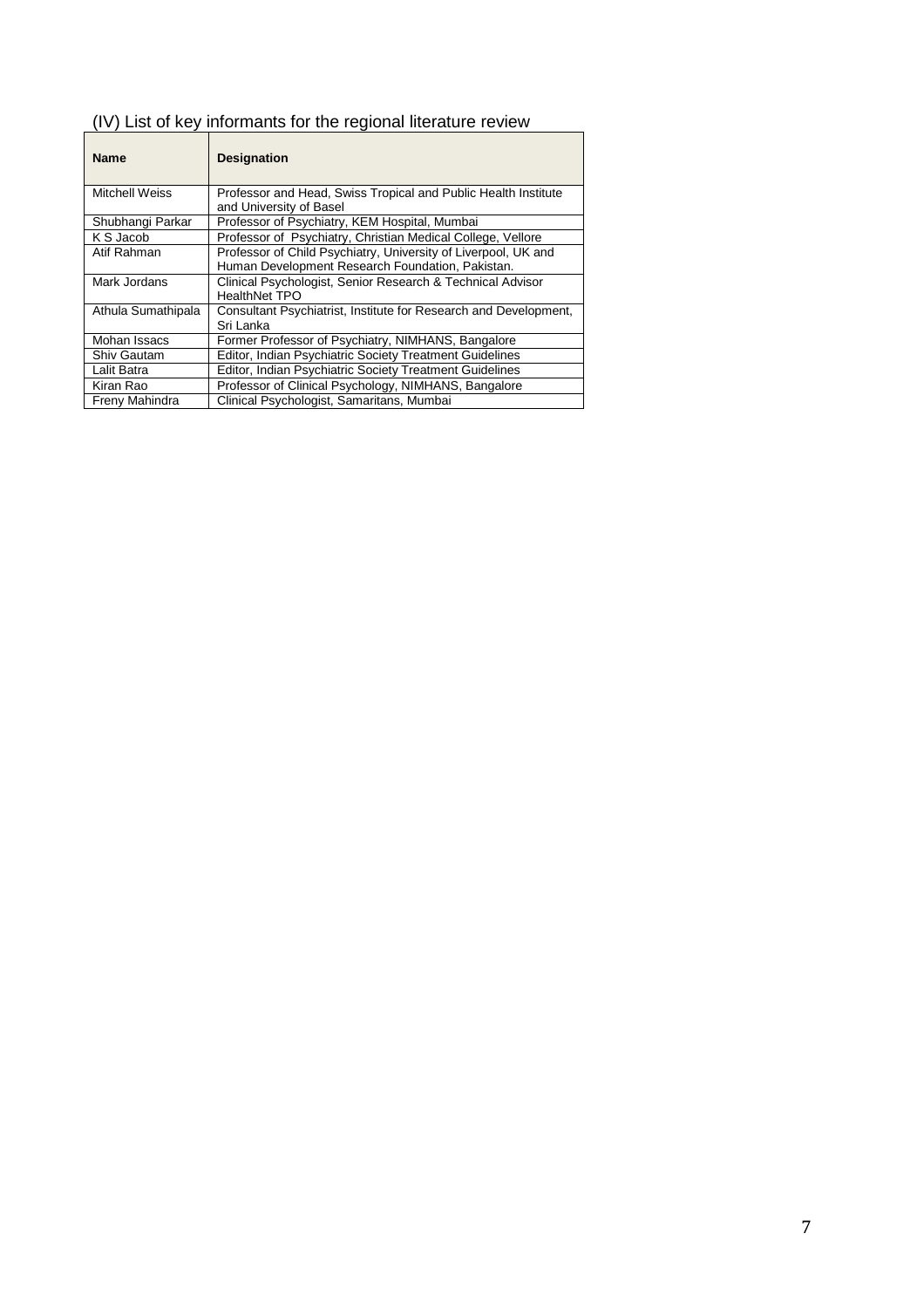## (IV) List of key informants for the regional literature review

| Name | Designation |
|---|---|
| Mitchell Weiss | Professor and Head, Swiss Tropical and Public Health Institute and University of Basel |
| Shubhangi Parkar | Professor of Psychiatry, KEM Hospital, Mumbai |
| K S Jacob | Professor of Psychiatry, Christian Medical College, Vellore |
| Atif Rahman | Professor of Child Psychiatry, University of Liverpool, UK and Human Development Research Foundation, Pakistan. |
| Mark Jordans | Clinical Psychologist, Senior Research & Technical Advisor HealthNet TPO |
| Athula Sumathipala | Consultant Psychiatrist, Institute for Research and Development, Sri Lanka |
| Mohan Issacs | Former Professor of Psychiatry, NIMHANS, Bangalore |
| Shiv Gautam | Editor, Indian Psychiatric Society Treatment Guidelines |
| Lalit Batra | Editor, Indian Psychiatric Society Treatment Guidelines |
| Kiran Rao | Professor of Clinical Psychology, NIMHANS, Bangalore |
| Freny Mahindra | Clinical Psychologist, Samaritans, Mumbai |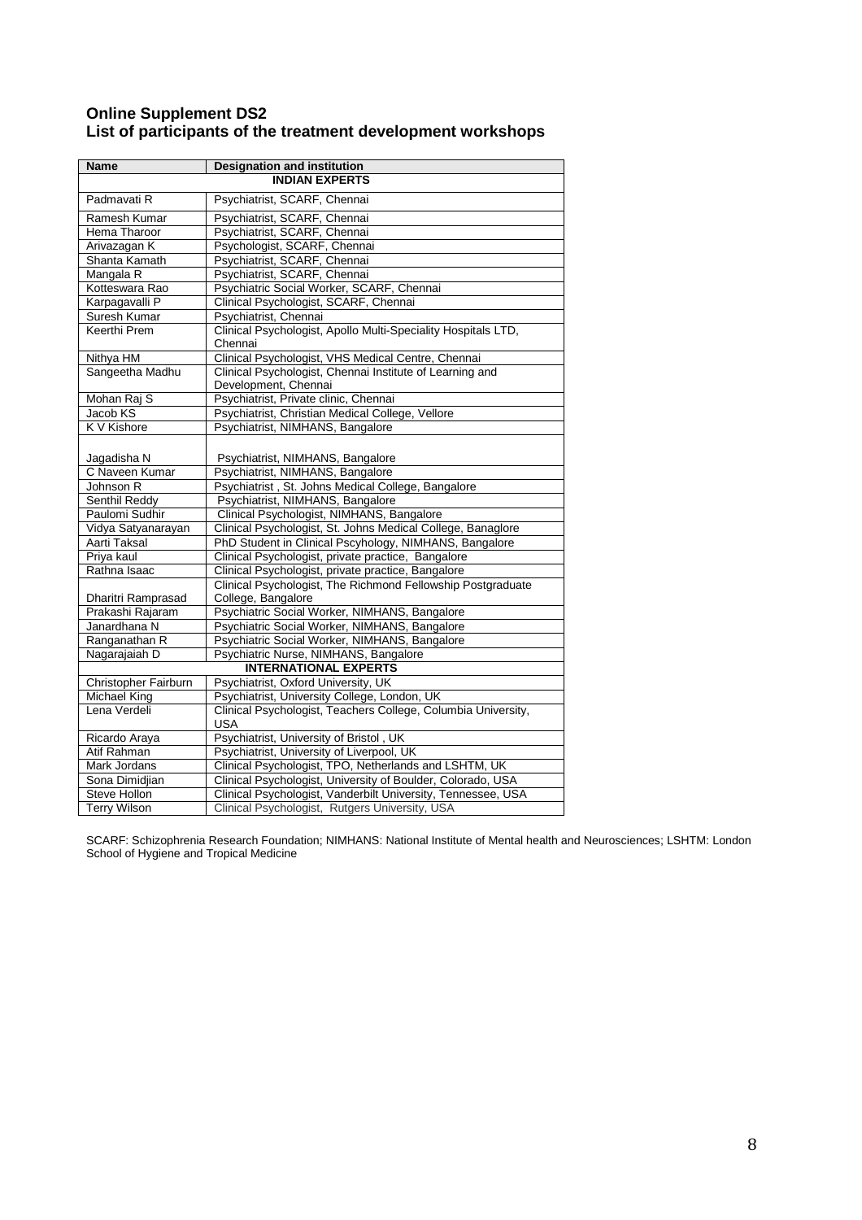# Online Supplement DS2
# List of participants of the treatment development workshops

| Name | Designation and institution |
|---|---|
| **INDIAN EXPERTS** | |
| Padmavati R | Psychiatrist, SCARF, Chennai |
| Ramesh Kumar | Psychiatrist, SCARF, Chennai |
| Hema Tharoor | Psychiatrist, SCARF, Chennai |
| Arivazagan K | Psychologist, SCARF, Chennai |
| Shanta Kamath | Psychiatrist, SCARF, Chennai |
| Mangala R | Psychiatrist, SCARF, Chennai |
| Kotteswara Rao | Psychiatric Social Worker, SCARF, Chennai |
| Karpagavalli P | Clinical Psychologist, SCARF, Chennai |
| Suresh Kumar | Psychiatrist, Chennai |
| Keerthi Prem | Clinical Psychologist, Apollo Multi-Speciality Hospitals LTD, Chennai |
| Nithya HM | Clinical Psychologist, VHS Medical Centre, Chennai |
| Sangeetha Madhu | Clinical Psychologist, Chennai Institute of Learning and Development, Chennai |
| Mohan Raj S | Psychiatrist, Private clinic, Chennai |
| Jacob KS | Psychiatrist, Christian Medical College, Vellore |
| K V Kishore | Psychiatrist, NIMHANS, Bangalore |
| Jagadisha N | Psychiatrist, NIMHANS, Bangalore |
| C Naveen Kumar | Psychiatrist, NIMHANS, Bangalore |
| Johnson R | Psychiatrist , St. Johns Medical College, Bangalore |
| Senthil Reddy | Psychiatrist, NIMHANS, Bangalore |
| Paulomi Sudhir | Clinical Psychologist, NIMHANS, Bangalore |
| Vidya Satyanarayan | Clinical Psychologist, St. Johns Medical College, Banaglore |
| Aarti Taksal | PhD Student in Clinical Pscyhology, NIMHANS, Bangalore |
| Priya kaul | Clinical Psychologist, private practice, Bangalore |
| Rathna Isaac | Clinical Psychologist, private practice, Bangalore |
| Dharitri Ramprasad | Clinical Psychologist, The Richmond Fellowship Postgraduate College, Bangalore |
| Prakashi Rajaram | Psychiatric Social Worker, NIMHANS, Bangalore |
| Janardhana N | Psychiatric Social Worker, NIMHANS, Bangalore |
| Ranganathan R | Psychiatric Social Worker, NIMHANS, Bangalore |
| Nagarajaiah D | Psychiatric Nurse, NIMHANS, Bangalore |
| **INTERNATIONAL EXPERTS** | |
| Christopher Fairburn | Psychiatrist, Oxford University, UK |
| Michael King | Psychiatrist, University College, London, UK |
| Lena Verdeli | Clinical Psychologist, Teachers College, Columbia University, USA |
| Ricardo Araya | Psychiatrist, University of Bristol , UK |
| Atif Rahman | Psychiatrist, University of Liverpool, UK |
| Mark Jordans | Clinical Psychologist, TPO, Netherlands and LSHTM, UK |
| Sona Dimidjian | Clinical Psychologist, University of Boulder, Colorado, USA |
| Steve Hollon | Clinical Psychologist, Vanderbilt University, Tennessee, USA |
| Terry Wilson | Clinical Psychologist, Rutgers University, USA |

SCARF: Schizophrenia Research Foundation; NIMHANS: National Institute of Mental health and Neurosciences; LSHTM: London School of Hygiene and Tropical Medicine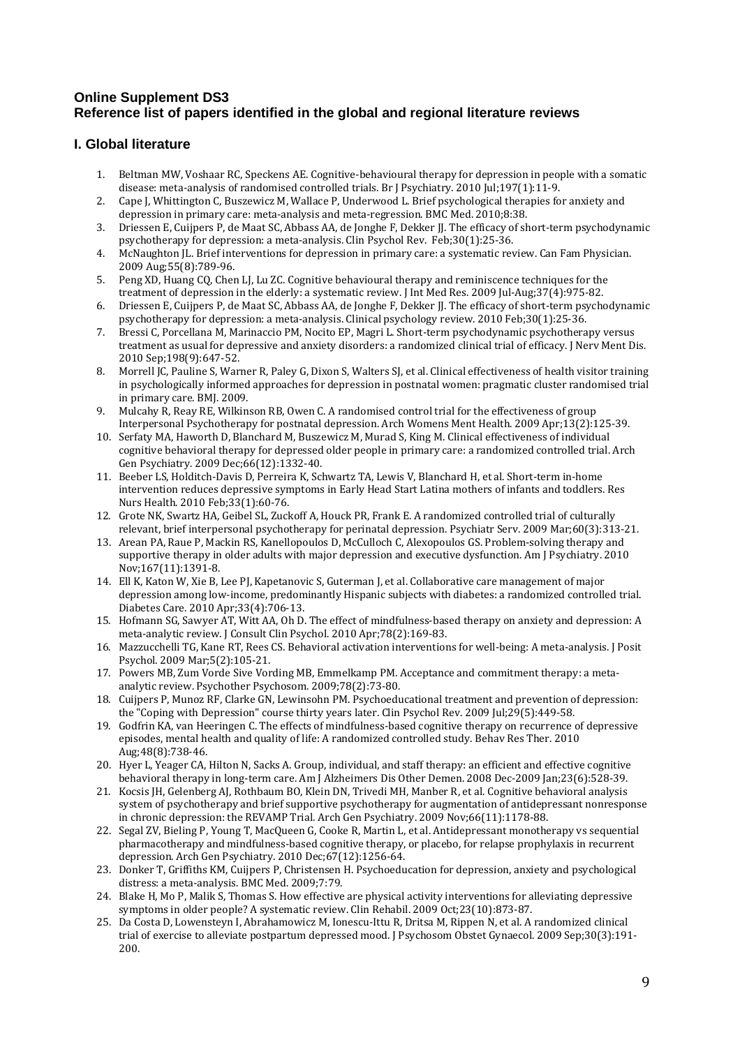## Online Supplement DS3
## Reference list of papers identified in the global and regional literature reviews

### I. Global literature

1. Beltman MW, Voshaar RC, Speckens AE. Cognitive-behavioural therapy for depression in people with a somatic disease: meta-analysis of randomised controlled trials. Br J Psychiatry. 2010 Jul;197(1):11-9.
2. Cape J, Whittington C, Buszewicz M, Wallace P, Underwood L. Brief psychological therapies for anxiety and depression in primary care: meta-analysis and meta-regression. BMC Med. 2010;8:38.
3. Driessen E, Cuijpers P, de Maat SC, Abbass AA, de Jonghe F, Dekker JJ. The efficacy of short-term psychodynamic psychotherapy for depression: a meta-analysis. Clin Psychol Rev. Feb;30(1):25-36.
4. McNaughton JL. Brief interventions for depression in primary care: a systematic review. Can Fam Physician. 2009 Aug;55(8):789-96.
5. Peng XD, Huang CQ, Chen LJ, Lu ZC. Cognitive behavioural therapy and reminiscence techniques for the treatment of depression in the elderly: a systematic review. J Int Med Res. 2009 Jul-Aug;37(4):975-82.
6. Driessen E, Cuijpers P, de Maat SC, Abbass AA, de Jonghe F, Dekker JJ. The efficacy of short-term psychodynamic psychotherapy for depression: a meta-analysis. Clinical psychology review. 2010 Feb;30(1):25-36.
7. Bressi C, Porcellana M, Marinaccio PM, Nocito EP, Magri L. Short-term psychodynamic psychotherapy versus treatment as usual for depressive and anxiety disorders: a randomized clinical trial of efficacy. J Nerv Ment Dis. 2010 Sep;198(9):647-52.
8. Morrell JC, Pauline S, Warner R, Paley G, Dixon S, Walters SJ, et al. Clinical effectiveness of health visitor training in psychologically informed approaches for depression in postnatal women: pragmatic cluster randomised trial in primary care. BMJ. 2009.
9. Mulcahy R, Reay RE, Wilkinson RB, Owen C. A randomised control trial for the effectiveness of group Interpersonal Psychotherapy for postnatal depression. Arch Womens Ment Health. 2009 Apr;13(2):125-39.
10. Serfaty MA, Haworth D, Blanchard M, Buszewicz M, Murad S, King M. Clinical effectiveness of individual cognitive behavioral therapy for depressed older people in primary care: a randomized controlled trial. Arch Gen Psychiatry. 2009 Dec;66(12):1332-40.
11. Beeber LS, Holditch-Davis D, Perreira K, Schwartz TA, Lewis V, Blanchard H, et al. Short-term in-home intervention reduces depressive symptoms in Early Head Start Latina mothers of infants and toddlers. Res Nurs Health. 2010 Feb;33(1):60-76.
12. Grote NK, Swartz HA, Geibel SL, Zuckoff A, Houck PR, Frank E. A randomized controlled trial of culturally relevant, brief interpersonal psychotherapy for perinatal depression. Psychiatr Serv. 2009 Mar;60(3):313-21.
13. Arean PA, Raue P, Mackin RS, Kanellopoulos D, McCulloch C, Alexopoulos GS. Problem-solving therapy and supportive therapy in older adults with major depression and executive dysfunction. Am J Psychiatry. 2010 Nov;167(11):1391-8.
14. Ell K, Katon W, Xie B, Lee PJ, Kapetanovic S, Guterman J, et al. Collaborative care management of major depression among low-income, predominantly Hispanic subjects with diabetes: a randomized controlled trial. Diabetes Care. 2010 Apr;33(4):706-13.
15. Hofmann SG, Sawyer AT, Witt AA, Oh D. The effect of mindfulness-based therapy on anxiety and depression: A meta-analytic review. J Consult Clin Psychol. 2010 Apr;78(2):169-83.
16. Mazzucchelli TG, Kane RT, Rees CS. Behavioral activation interventions for well-being: A meta-analysis. J Posit Psychol. 2009 Mar;5(2):105-21.
17. Powers MB, Zum Vorde Sive Vording MB, Emmelkamp PM. Acceptance and commitment therapy: a meta-analytic review. Psychother Psychosom. 2009;78(2):73-80.
18. Cuijpers P, Munoz RF, Clarke GN, Lewinsohn PM. Psychoeducational treatment and prevention of depression: the "Coping with Depression" course thirty years later. Clin Psychol Rev. 2009 Jul;29(5):449-58.
19. Godfrin KA, van Heeringen C. The effects of mindfulness-based cognitive therapy on recurrence of depressive episodes, mental health and quality of life: A randomized controlled study. Behav Res Ther. 2010 Aug;48(8):738-46.
20. Hyer L, Yeager CA, Hilton N, Sacks A. Group, individual, and staff therapy: an efficient and effective cognitive behavioral therapy in long-term care. Am J Alzheimers Dis Other Demen. 2008 Dec-2009 Jan;23(6):528-39.
21. Kocsis JH, Gelenberg AJ, Rothbaum BO, Klein DN, Trivedi MH, Manber R, et al. Cognitive behavioral analysis system of psychotherapy and brief supportive psychotherapy for augmentation of antidepressant nonresponse in chronic depression: the REVAMP Trial. Arch Gen Psychiatry. 2009 Nov;66(11):1178-88.
22. Segal ZV, Bieling P, Young T, MacQueen G, Cooke R, Martin L, et al. Antidepressant monotherapy vs sequential pharmacotherapy and mindfulness-based cognitive therapy, or placebo, for relapse prophylaxis in recurrent depression. Arch Gen Psychiatry. 2010 Dec;67(12):1256-64.
23. Donker T, Griffiths KM, Cuijpers P, Christensen H. Psychoeducation for depression, anxiety and psychological distress: a meta-analysis. BMC Med. 2009;7:79.
24. Blake H, Mo P, Malik S, Thomas S. How effective are physical activity interventions for alleviating depressive symptoms in older people? A systematic review. Clin Rehabil. 2009 Oct;23(10):873-87.
25. Da Costa D, Lowensteyn I, Abrahamowicz M, Ionescu-Ittu R, Dritsa M, Rippen N, et al. A randomized clinical trial of exercise to alleviate postpartum depressed mood. J Psychosom Obstet Gynaecol. 2009 Sep;30(3):191-200.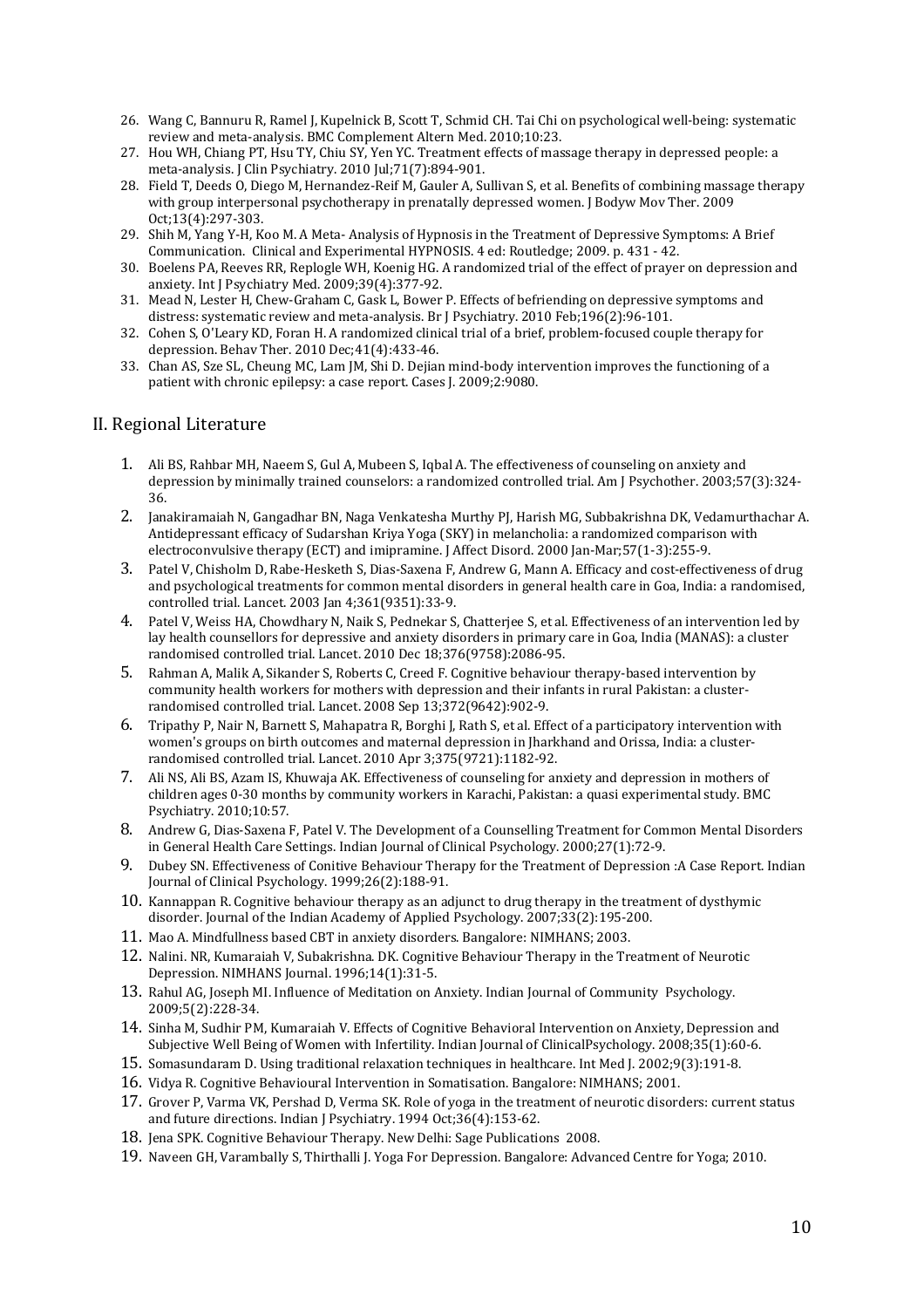26. Wang C, Bannuru R, Ramel J, Kupelnick B, Scott T, Schmid CH. Tai Chi on psychological well-being: systematic review and meta-analysis. BMC Complement Altern Med. 2010;10:23.
27. Hou WH, Chiang PT, Hsu TY, Chiu SY, Yen YC. Treatment effects of massage therapy in depressed people: a meta-analysis. J Clin Psychiatry. 2010 Jul;71(7):894-901.
28. Field T, Deeds O, Diego M, Hernandez-Reif M, Gauler A, Sullivan S, et al. Benefits of combining massage therapy with group interpersonal psychotherapy in prenatally depressed women. J Bodyw Mov Ther. 2009 Oct;13(4):297-303.
29. Shih M, Yang Y-H, Koo M. A Meta- Analysis of Hypnosis in the Treatment of Depressive Symptoms: A Brief Communication. Clinical and Experimental HYPNOSIS. 4 ed: Routledge; 2009. p. 431 - 42.
30. Boelens PA, Reeves RR, Replogle WH, Koenig HG. A randomized trial of the effect of prayer on depression and anxiety. Int J Psychiatry Med. 2009;39(4):377-92.
31. Mead N, Lester H, Chew-Graham C, Gask L, Bower P. Effects of befriending on depressive symptoms and distress: systematic review and meta-analysis. Br J Psychiatry. 2010 Feb;196(2):96-101.
32. Cohen S, O'Leary KD, Foran H. A randomized clinical trial of a brief, problem-focused couple therapy for depression. Behav Ther. 2010 Dec;41(4):433-46.
33. Chan AS, Sze SL, Cheung MC, Lam JM, Shi D. Dejian mind-body intervention improves the functioning of a patient with chronic epilepsy: a case report. Cases J. 2009;2:9080.

## II. Regional Literature

1. Ali BS, Rahbar MH, Naeem S, Gul A, Mubeen S, Iqbal A. The effectiveness of counseling on anxiety and depression by minimally trained counselors: a randomized controlled trial. Am J Psychother. 2003;57(3):324-36.
2. Janakiramaiah N, Gangadhar BN, Naga Venkatesha Murthy PJ, Harish MG, Subbakrishna DK, Vedamurthachar A. Antidepressant efficacy of Sudarshan Kriya Yoga (SKY) in melancholia: a randomized comparison with electroconvulsive therapy (ECT) and imipramine. J Affect Disord. 2000 Jan-Mar;57(1-3):255-9.
3. Patel V, Chisholm D, Rabe-Hesketh S, Dias-Saxena F, Andrew G, Mann A. Efficacy and cost-effectiveness of drug and psychological treatments for common mental disorders in general health care in Goa, India: a randomised, controlled trial. Lancet. 2003 Jan 4;361(9351):33-9.
4. Patel V, Weiss HA, Chowdhary N, Naik S, Pednekar S, Chatterjee S, et al. Effectiveness of an intervention led by lay health counsellors for depressive and anxiety disorders in primary care in Goa, India (MANAS): a cluster randomised controlled trial. Lancet. 2010 Dec 18;376(9758):2086-95.
5. Rahman A, Malik A, Sikander S, Roberts C, Creed F. Cognitive behaviour therapy-based intervention by community health workers for mothers with depression and their infants in rural Pakistan: a cluster-randomised controlled trial. Lancet. 2008 Sep 13;372(9642):902-9.
6. Tripathy P, Nair N, Barnett S, Mahapatra R, Borghi J, Rath S, et al. Effect of a participatory intervention with women's groups on birth outcomes and maternal depression in Jharkhand and Orissa, India: a cluster-randomised controlled trial. Lancet. 2010 Apr 3;375(9721):1182-92.
7. Ali NS, Ali BS, Azam IS, Khuwaja AK. Effectiveness of counseling for anxiety and depression in mothers of children ages 0-30 months by community workers in Karachi, Pakistan: a quasi experimental study. BMC Psychiatry. 2010;10:57.
8. Andrew G, Dias-Saxena F, Patel V. The Development of a Counselling Treatment for Common Mental Disorders in General Health Care Settings. Indian Journal of Clinical Psychology. 2000;27(1):72-9.
9. Dubey SN. Effectiveness of Conitive Behaviour Therapy for the Treatment of Depression :A Case Report. Indian Journal of Clinical Psychology. 1999;26(2):188-91.
10. Kannappan R. Cognitive behaviour therapy as an adjunct to drug therapy in the treatment of dysthymic disorder. Journal of the Indian Academy of Applied Psychology. 2007;33(2):195-200.
11. Mao A. Mindfullness based CBT in anxiety disorders. Bangalore: NIMHANS; 2003.
12. Nalini. NR, Kumaraiah V, Subakrishna. DK. Cognitive Behaviour Therapy in the Treatment of Neurotic Depression. NIMHANS Journal. 1996;14(1):31-5.
13. Rahul AG, Joseph MI. Influence of Meditation on Anxiety. Indian Journal of Community Psychology. 2009;5(2):228-34.
14. Sinha M, Sudhir PM, Kumaraiah V. Effects of Cognitive Behavioral Intervention on Anxiety, Depression and Subjective Well Being of Women with Infertility. Indian Journal of ClinicalPsychology. 2008;35(1):60-6.
15. Somasundaram D. Using traditional relaxation techniques in healthcare. Int Med J. 2002;9(3):191-8.
16. Vidya R. Cognitive Behavioural Intervention in Somatisation. Bangalore: NIMHANS; 2001.
17. Grover P, Varma VK, Pershad D, Verma SK. Role of yoga in the treatment of neurotic disorders: current status and future directions. Indian J Psychiatry. 1994 Oct;36(4):153-62.
18. Jena SPK. Cognitive Behaviour Therapy. New Delhi: Sage Publications 2008.
19. Naveen GH, Varambally S, Thirthalli J. Yoga For Depression. Bangalore: Advanced Centre for Yoga; 2010.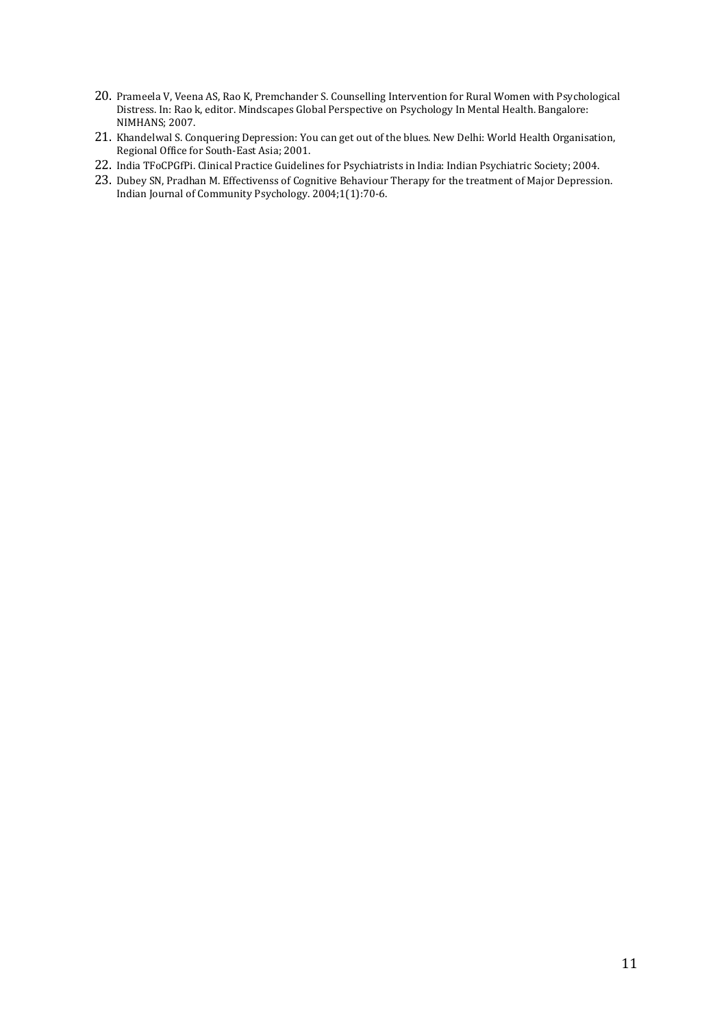20. Prameela V, Veena AS, Rao K, Premchander S. Counselling Intervention for Rural Women with Psychological Distress. In: Rao k, editor. Mindscapes Global Perspective on Psychology In Mental Health. Bangalore: NIMHANS; 2007.
21. Khandelwal S. Conquering Depression: You can get out of the blues. New Delhi: World Health Organisation, Regional Office for South-East Asia; 2001.
22. India TFoCPGfPi. Clinical Practice Guidelines for Psychiatrists in India: Indian Psychiatric Society; 2004.
23. Dubey SN, Pradhan M. Effectivenss of Cognitive Behaviour Therapy for the treatment of Major Depression. Indian Journal of Community Psychology. 2004;1(1):70-6.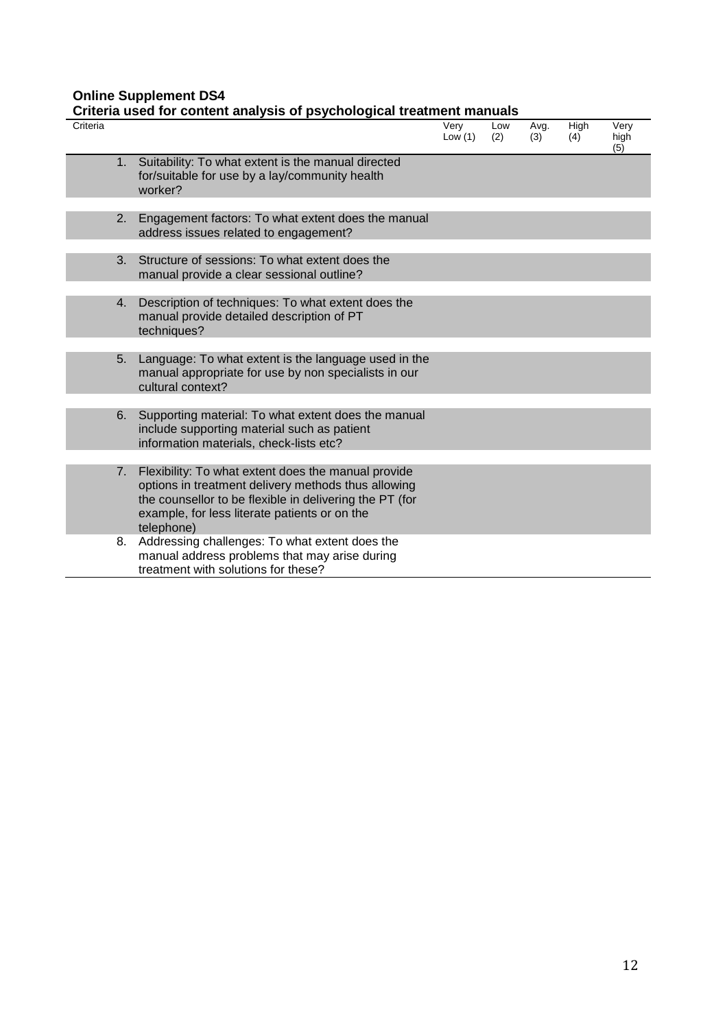**Online Supplement DS4**

**Criteria used for content analysis of psychological treatment manuals**

| Criteria | Very Low (1) | Low (2) | Avg. (3) | High (4) | Very high (5) |
|---|---|---|---|---|---|
| 1. Suitability: To what extent is the manual directed for/suitable for use by a lay/community health worker? | | | | | |
| 2. Engagement factors: To what extent does the manual address issues related to engagement? | | | | | |
| 3. Structure of sessions: To what extent does the manual provide a clear sessional outline? | | | | | |
| 4. Description of techniques: To what extent does the manual provide detailed description of PT techniques? | | | | | |
| 5. Language: To what extent is the language used in the manual appropriate for use by non specialists in our cultural context? | | | | | |
| 6. Supporting material: To what extent does the manual include supporting material such as patient information materials, check-lists etc? | | | | | |
| 7. Flexibility: To what extent does the manual provide options in treatment delivery methods thus allowing the counsellor to be flexible in delivering the PT (for example, for less literate patients or on the telephone) | | | | | |
| 8. Addressing challenges: To what extent does the manual address problems that may arise during treatment with solutions for these? | | | | | |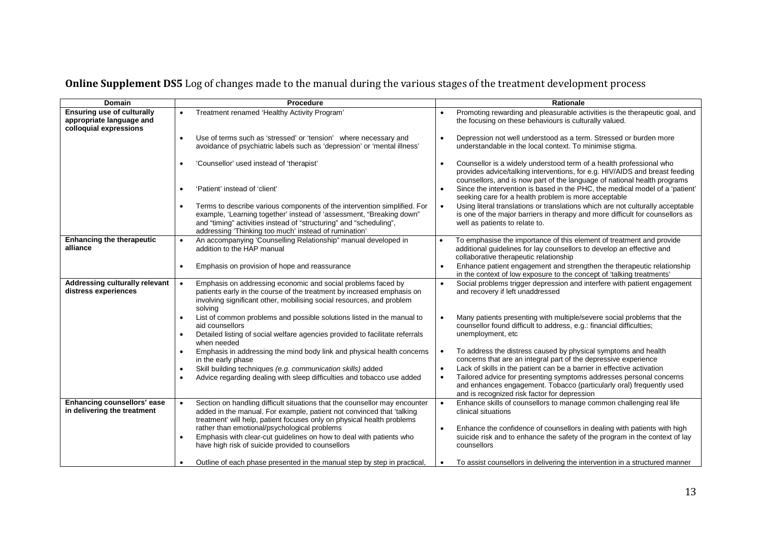**Online Supplement DS5** Log of changes made to the manual during the various stages of the treatment development process

| Domain | Procedure | Rationale |
|---|---|---|
| **Ensuring use of culturally appropriate language and colloquial expressions** | • Treatment renamed 'Healthy Activity Program' | • Promoting rewarding and pleasurable activities is the therapeutic goal, and the focusing on these behaviours is culturally valued. |
| | • Use of terms such as 'stressed' or 'tension' where necessary and avoidance of psychiatric labels such as 'depression' or 'mental illness' | • Depression not well understood as a term. Stressed or burden more understandable in the local context. To minimise stigma. |
| | • 'Counsellor' used instead of 'therapist' | • Counsellor is a widely understood term of a health professional who provides advice/talking interventions, for e.g. HIV/AIDS and breast feeding counsellors, and is now part of the language of national health programs |
| | • 'Patient' instead of 'client' | • Since the intervention is based in the PHC, the medical model of a 'patient' seeking care for a health problem is more acceptable |
| | • Terms to describe various components of the intervention simplified. For example, 'Learning together' instead of 'assessment, "Breaking down" and "timing" activities instead of "structuring" and "scheduling", addressing 'Thinking too much' instead of rumination' | • Using literal translations or translations which are not culturally acceptable is one of the major barriers in therapy and more difficult for counsellors as well as patients to relate to. |
| **Enhancing the therapeutic alliance** | • An accompanying 'Counselling Relationship" manual developed in addition to the HAP manual | • To emphasise the importance of this element of treatment and provide additional guidelines for lay counsellors to develop an effective and collaborative therapeutic relationship |
| | • Emphasis on provision of hope and reassurance | • Enhance patient engagement and strengthen the therapeutic relationship in the context of low exposure to the concept of 'talking treatments' |
| **Addressing culturally relevant distress experiences** | • Emphasis on addressing economic and social problems faced by patients early in the course of the treatment by increased emphasis on involving significant other, mobilising social resources, and problem solving | • Social problems trigger depression and interfere with patient engagement and recovery if left unaddressed |
| | • List of common problems and possible solutions listed in the manual to aid counsellors<br>• Detailed listing of social welfare agencies provided to facilitate referrals when needed | • Many patients presenting with multiple/severe social problems that the counsellor found difficult to address, e.g.: financial difficulties; unemployment, etc |
| | • Emphasis in addressing the mind body link and physical health concerns in the early phase | • To address the distress caused by physical symptoms and health concerns that are an integral part of the depressive experience |
| | • Skill building techniques *(e.g. communication skills)* added | • Lack of skills in the patient can be a barrier in effective activation |
| | • Advice regarding dealing with sleep difficulties and tobacco use added | • Tailored advice for presenting symptoms addresses personal concerns and enhances engagement. Tobacco (particularly oral) frequently used and is recognized risk factor for depression |
| **Enhancing counsellors' ease in delivering the treatment** | • Section on handling difficult situations that the counsellor may encounter added in the manual. For example, patient not convinced that 'talking treatment' will help, patient focuses only on physical health problems rather than emotional/psychological problems | • Enhance skills of counsellors to manage common challenging real life clinical situations |
| | • Emphasis with clear-cut guidelines on how to deal with patients who have high risk of suicide provided to counsellors | • Enhance the confidence of counsellors in dealing with patients with high suicide risk and to enhance the safety of the program in the context of lay counsellors |
| | • Outline of each phase presented in the manual step by step in practical, | • To assist counsellors in delivering the intervention in a structured manner |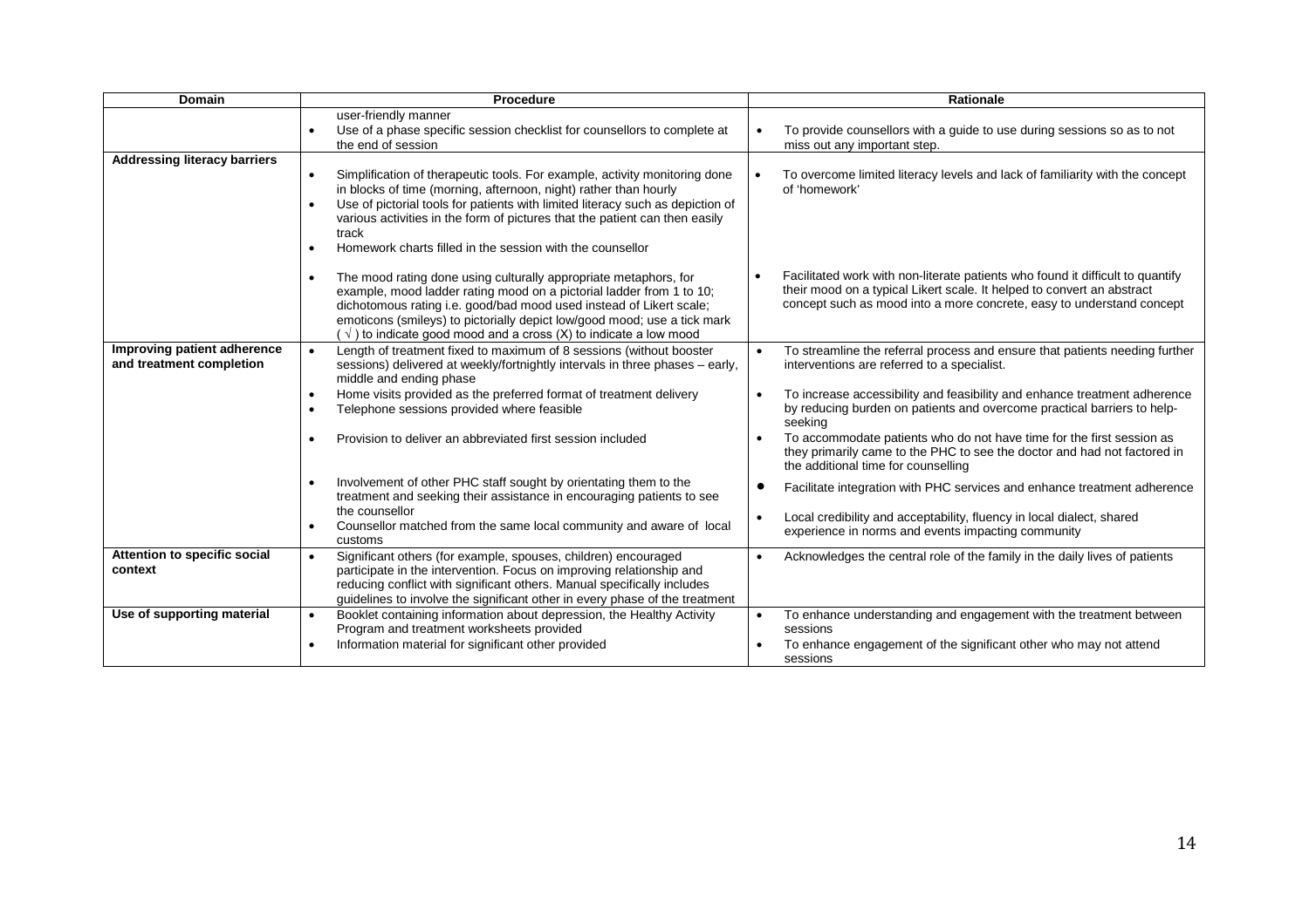| Domain | Procedure | Rationale |
|---|---|---|
| | user-friendly manner<br>• Use of a phase specific session checklist for counsellors to complete at the end of session | • To provide counsellors with a guide to use during sessions so as to not miss out any important step. |
| **Addressing literacy barriers** | • Simplification of therapeutic tools. For example, activity monitoring done in blocks of time (morning, afternoon, night) rather than hourly<br>• Use of pictorial tools for patients with limited literacy such as depiction of various activities in the form of pictures that the patient can then easily track<br>• Homework charts filled in the session with the counsellor | • To overcome limited literacy levels and lack of familiarity with the concept of 'homework' |
| | • The mood rating done using culturally appropriate metaphors, for example, mood ladder rating mood on a pictorial ladder from 1 to 10; dichotomous rating i.e. good/bad mood used instead of Likert scale; emoticons (smileys) to pictorially depict low/good mood; use a tick mark ( √ ) to indicate good mood and a cross (X) to indicate a low mood | • Facilitated work with non-literate patients who found it difficult to quantify their mood on a typical Likert scale. It helped to convert an abstract concept such as mood into a more concrete, easy to understand concept |
| **Improving patient adherence and treatment completion** | • Length of treatment fixed to maximum of 8 sessions (without booster sessions) delivered at weekly/fortnightly intervals in three phases – early, middle and ending phase | • To streamline the referral process and ensure that patients needing further interventions are referred to a specialist. |
| | • Home visits provided as the preferred format of treatment delivery<br>• Telephone sessions provided where feasible | • To increase accessibility and feasibility and enhance treatment adherence by reducing burden on patients and overcome practical barriers to help-seeking |
| | • Provision to deliver an abbreviated first session included | • To accommodate patients who do not have time for the first session as they primarily came to the PHC to see the doctor and had not factored in the additional time for counselling |
| | • Involvement of other PHC staff sought by orientating them to the treatment and seeking their assistance in encouraging patients to see the counsellor | • Facilitate integration with PHC services and enhance treatment adherence |
| | • Counsellor matched from the same local community and aware of local customs | • Local credibility and acceptability, fluency in local dialect, shared experience in norms and events impacting community |
| **Attention to specific social context** | • Significant others (for example, spouses, children) encouraged participate in the intervention. Focus on improving relationship and reducing conflict with significant others. Manual specifically includes guidelines to involve the significant other in every phase of the treatment | • Acknowledges the central role of the family in the daily lives of patients |
| **Use of supporting material** | • Booklet containing information about depression, the Healthy Activity Program and treatment worksheets provided | • To enhance understanding and engagement with the treatment between sessions |
| | • Information material for significant other provided | • To enhance engagement of the significant other who may not attend sessions |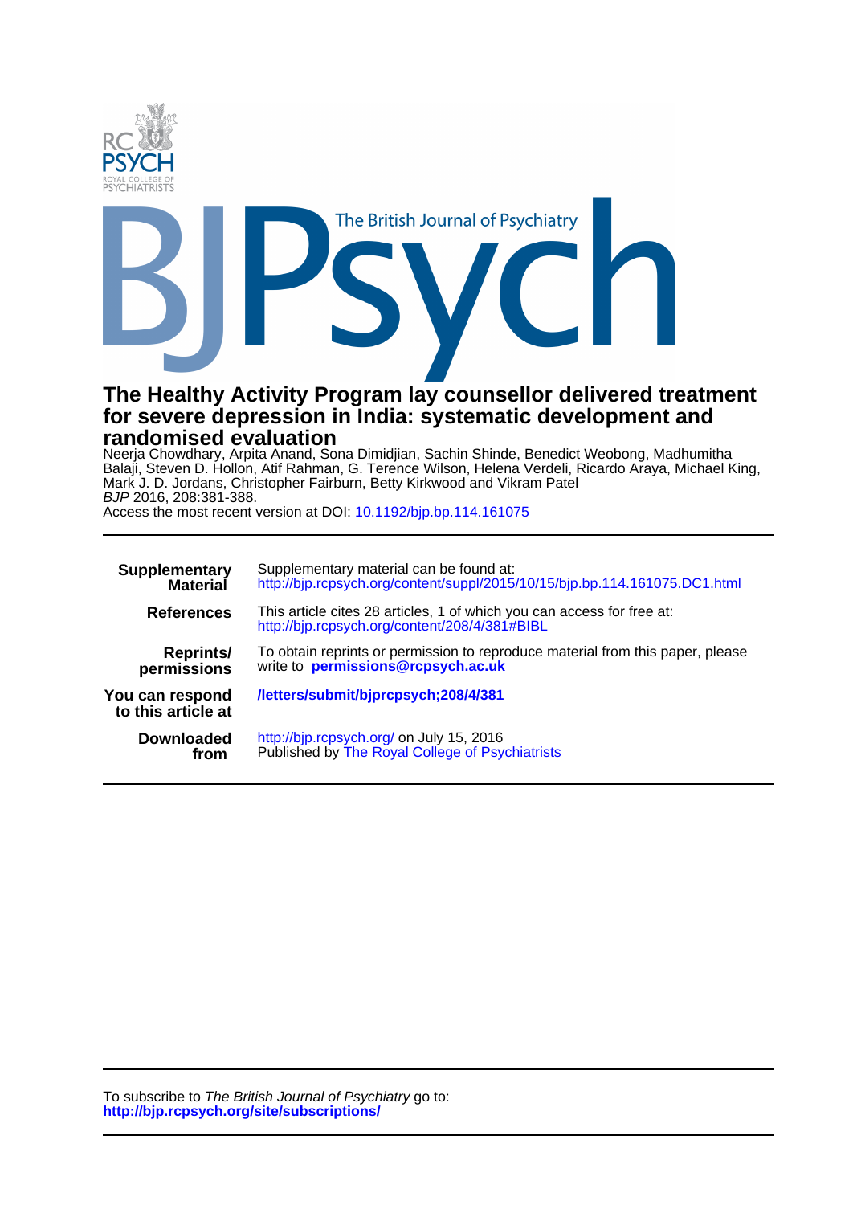# The Healthy Activity Program lay counsellor delivered treatment for severe depression in India: systematic development and randomised evaluation

Neerja Chowdhary, Arpita Anand, Sona Dimidjian, Sachin Shinde, Benedict Weobong, Madhumitha Balaji, Steven D. Hollon, Atif Rahman, G. Terence Wilson, Helena Verdeli, Ricardo Araya, Michael King, Mark J. D. Jordans, Christopher Fairburn, Betty Kirkwood and Vikram Patel

*BJP* 2016, 208:381-388.

Access the most recent version at DOI: 10.1192/bjp.bp.114.161075

| | |
|---|---|
| **Supplementary Material** | Supplementary material can be found at: http://bjp.rcpsych.org/content/suppl/2015/10/15/bjp.bp.114.161075.DC1.html |
| **References** | This article cites 28 articles, 1 of which you can access for free at: http://bjp.rcpsych.org/content/208/4/381#BIBL |
| **Reprints/ permissions** | To obtain reprints or permission to reproduce material from this paper, please write to **permissions@rcpsych.ac.uk** |
| **You can respond to this article at** | **/letters/submit/bjprcpsych;208/4/381** |
| **Downloaded from** | http://bjp.rcpsych.org/ on July 15, 2016 Published by The Royal College of Psychiatrists |

To subscribe to *The British Journal of Psychiatry* go to:
**http://bjp.rcpsych.org/site/subscriptions/**